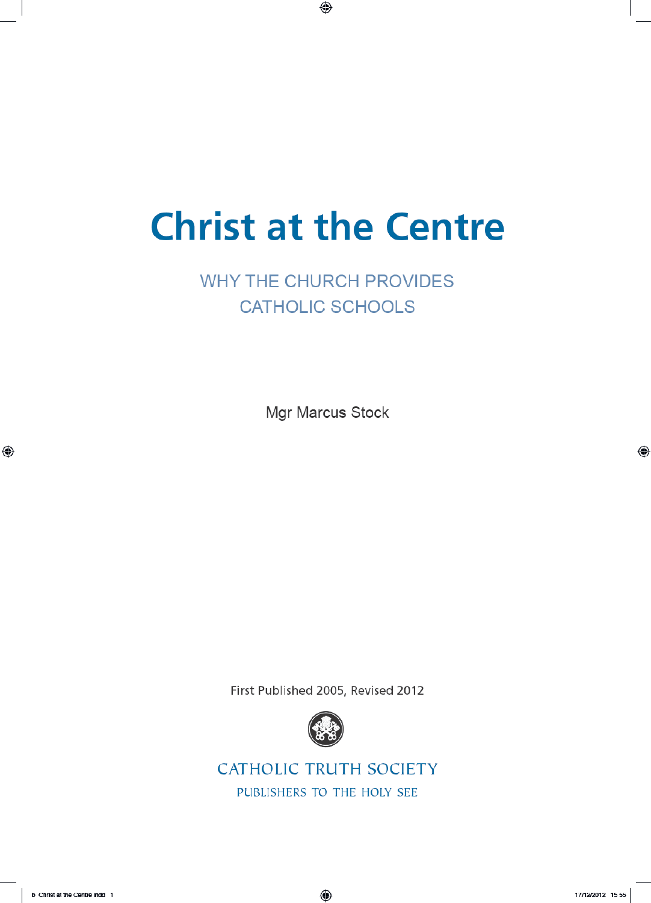# Christ at the Centre

## WHY THE CHURCH PROVIDES CATHOLIC SCHOOLS

Mgr Marcus Stock

First Published 2005, Revised 2012

CATHOLIC TRUTH SOCIETY

PUBLISHERS TO THE HOLY SEE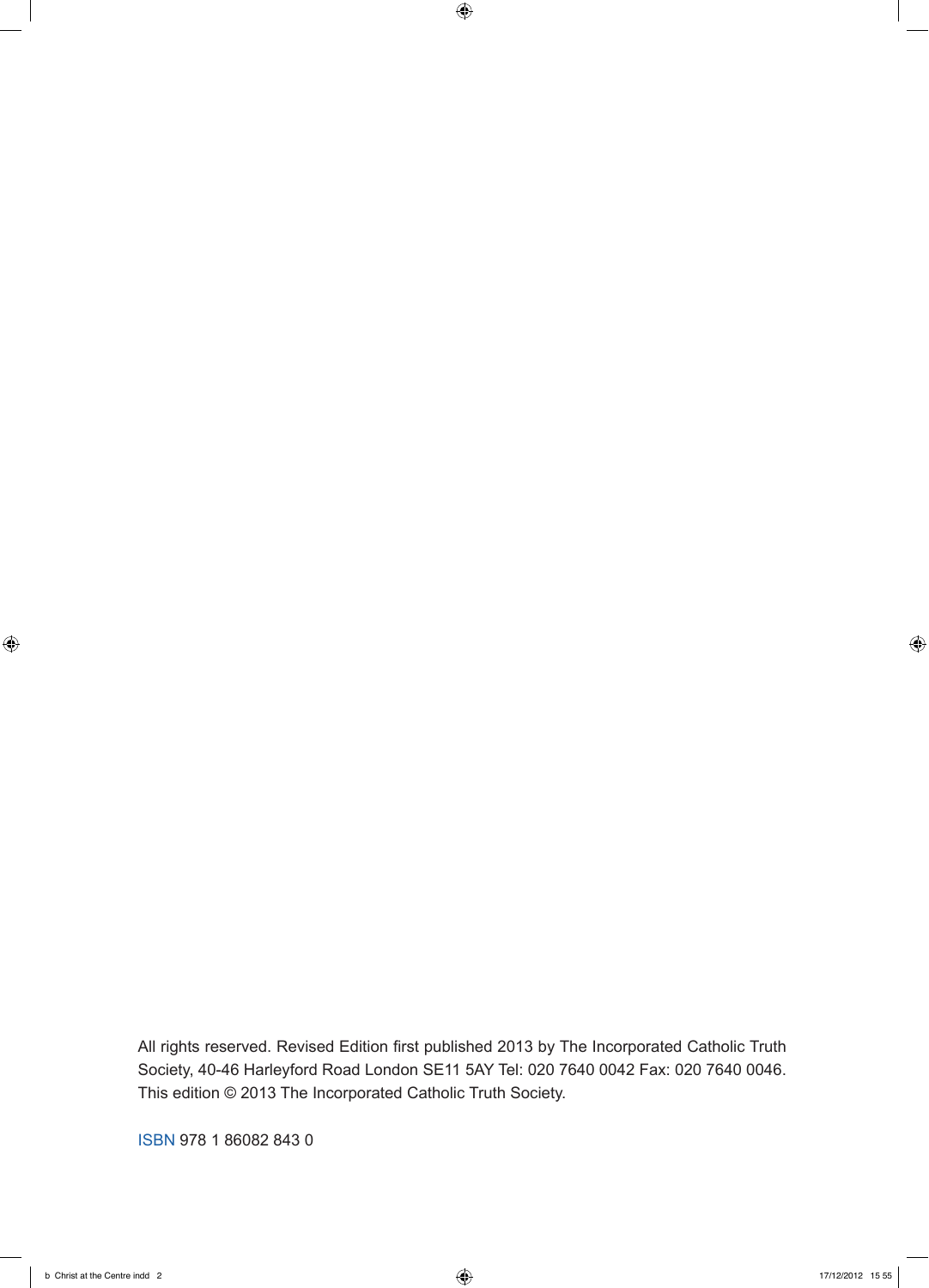All rights reserved. Revised Edition first published 2013 by The Incorporated Catholic Truth Society, 40-46 Harleyford Road London SE11 5AY Tel: 020 7640 0042 Fax: 020 7640 0046. This edition © 2013 The Incorporated Catholic Truth Society.

ISBN 978 1 86082 843 0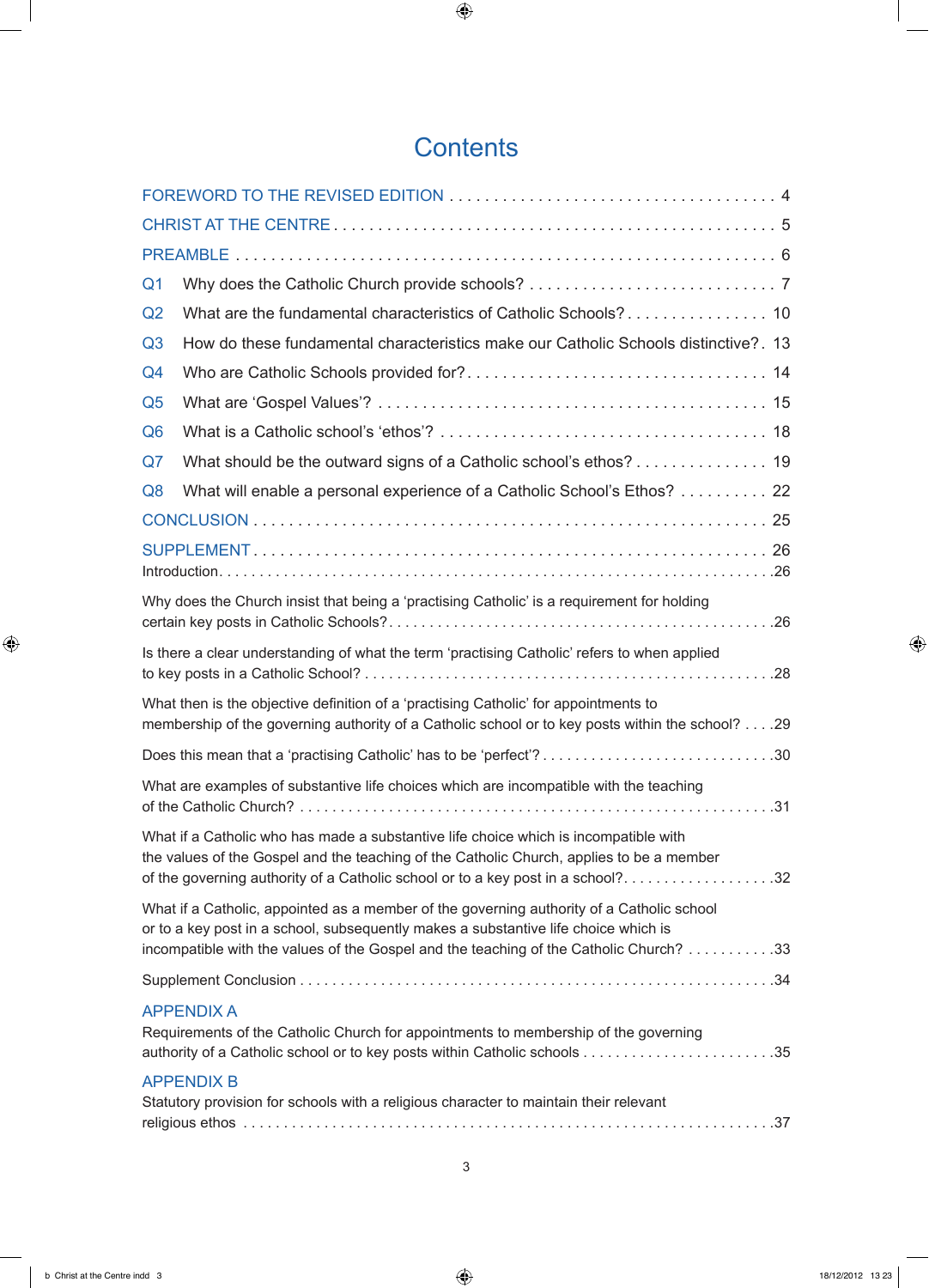# Contents

FOREWORD TO THE REVISED EDITION . . . . . . . . . . 4

CHRIST AT THE CENTRE . . . . . . . . . . 5

PREAMBLE . . . . . . . . . . 6

Q1 Why does the Catholic Church provide schools? . . . . . . . . . . 7

Q2 What are the fundamental characteristics of Catholic Schools? . . . . . . . . . . 10

Q3 How do these fundamental characteristics make our Catholic Schools distinctive? . 13

Q4 Who are Catholic Schools provided for? . . . . . . . . . . 14

Q5 What are 'Gospel Values'? . . . . . . . . . . 15

Q6 What is a Catholic school's 'ethos'? . . . . . . . . . . 18

Q7 What should be the outward signs of a Catholic school's ethos? . . . . . . . . . . 19

Q8 What will enable a personal experience of a Catholic School's Ethos? . . . . . . . . . . 22

CONCLUSION . . . . . . . . . . 25

SUPPLEMENT . . . . . . . . . . 26

Introduction. . . . . . . . . . . 26

Why does the Church insist that being a 'practising Catholic' is a requirement for holding certain key posts in Catholic Schools? . . . . . . . . . . 26

Is there a clear understanding of what the term 'practising Catholic' refers to when applied to key posts in a Catholic School? . . . . . . . . . . 28

What then is the objective definition of a 'practising Catholic' for appointments to membership of the governing authority of a Catholic school or to key posts within the school? . . . . 29

Does this mean that a 'practising Catholic' has to be 'perfect'? . . . . . . . . . . 30

What are examples of substantive life choices which are incompatible with the teaching of the Catholic Church? . . . . . . . . . . 31

What if a Catholic who has made a substantive life choice which is incompatible with the values of the Gospel and the teaching of the Catholic Church, applies to be a member of the governing authority of a Catholic school or to a key post in a school? . . . . . . . . . . 32

What if a Catholic, appointed as a member of the governing authority of a Catholic school or to a key post in a school, subsequently makes a substantive life choice which is incompatible with the values of the Gospel and the teaching of the Catholic Church? . . . . . . . . . . 33

Supplement Conclusion . . . . . . . . . . 34

APPENDIX A

Requirements of the Catholic Church for appointments to membership of the governing authority of a Catholic school or to key posts within Catholic schools . . . . . . . . . . 35

APPENDIX B

Statutory provision for schools with a religious character to maintain their relevant religious ethos . . . . . . . . . . 37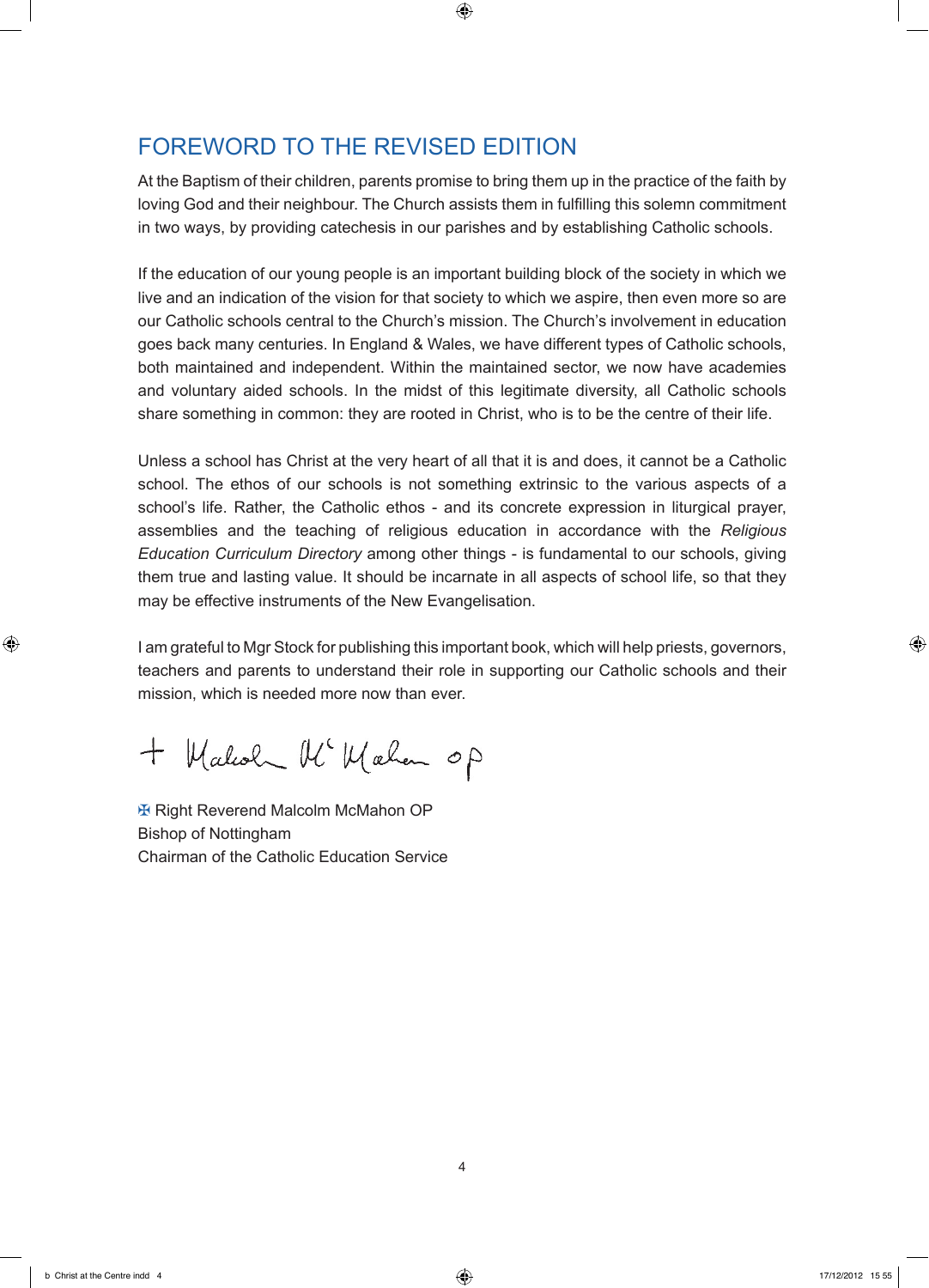# FOREWORD TO THE REVISED EDITION

At the Baptism of their children, parents promise to bring them up in the practice of the faith by loving God and their neighbour. The Church assists them in fulfilling this solemn commitment in two ways, by providing catechesis in our parishes and by establishing Catholic schools.

If the education of our young people is an important building block of the society in which we live and an indication of the vision for that society to which we aspire, then even more so are our Catholic schools central to the Church's mission. The Church's involvement in education goes back many centuries. In England & Wales, we have different types of Catholic schools, both maintained and independent. Within the maintained sector, we now have academies and voluntary aided schools. In the midst of this legitimate diversity, all Catholic schools share something in common: they are rooted in Christ, who is to be the centre of their life.

Unless a school has Christ at the very heart of all that it is and does, it cannot be a Catholic school. The ethos of our schools is not something extrinsic to the various aspects of a school's life. Rather, the Catholic ethos - and its concrete expression in liturgical prayer, assemblies and the teaching of religious education in accordance with the *Religious Education Curriculum Directory* among other things - is fundamental to our schools, giving them true and lasting value. It should be incarnate in all aspects of school life, so that they may be effective instruments of the New Evangelisation.

I am grateful to Mgr Stock for publishing this important book, which will help priests, governors, teachers and parents to understand their role in supporting our Catholic schools and their mission, which is needed more now than ever.

+ Malcolm McMahon OP

✠ Right Reverend Malcolm McMahon OP
Bishop of Nottingham
Chairman of the Catholic Education Service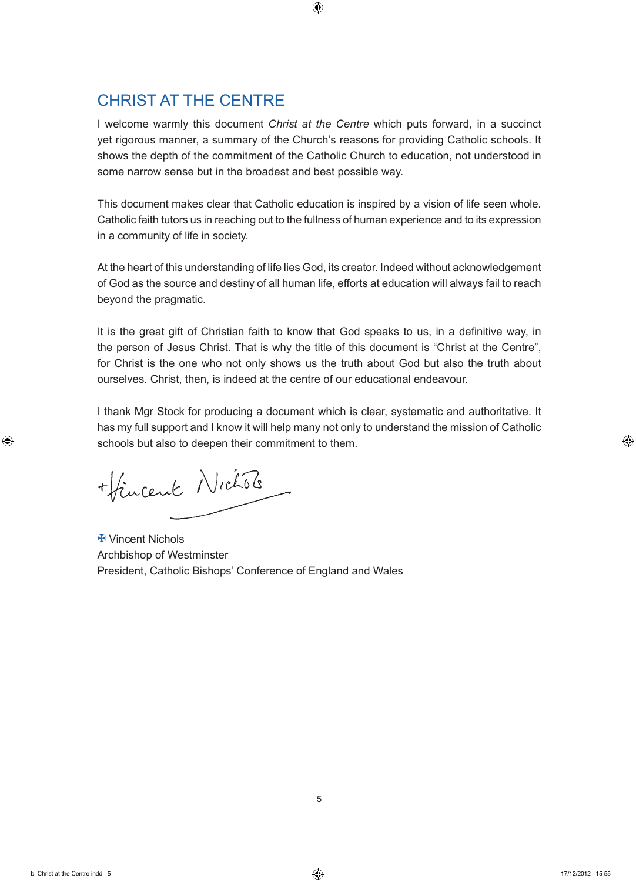# CHRIST AT THE CENTRE

I welcome warmly this document *Christ at the Centre* which puts forward, in a succinct yet rigorous manner, a summary of the Church's reasons for providing Catholic schools. It shows the depth of the commitment of the Catholic Church to education, not understood in some narrow sense but in the broadest and best possible way.

This document makes clear that Catholic education is inspired by a vision of life seen whole. Catholic faith tutors us in reaching out to the fullness of human experience and to its expression in a community of life in society.

At the heart of this understanding of life lies God, its creator. Indeed without acknowledgement of God as the source and destiny of all human life, efforts at education will always fail to reach beyond the pragmatic.

It is the great gift of Christian faith to know that God speaks to us, in a definitive way, in the person of Jesus Christ. That is why the title of this document is "Christ at the Centre", for Christ is the one who not only shows us the truth about God but also the truth about ourselves. Christ, then, is indeed at the centre of our educational endeavour.

I thank Mgr Stock for producing a document which is clear, systematic and authoritative. It has my full support and I know it will help many not only to understand the mission of Catholic schools but also to deepen their commitment to them.

+Vincent Nichols

✠ Vincent Nichols
Archbishop of Westminster
President, Catholic Bishops' Conference of England and Wales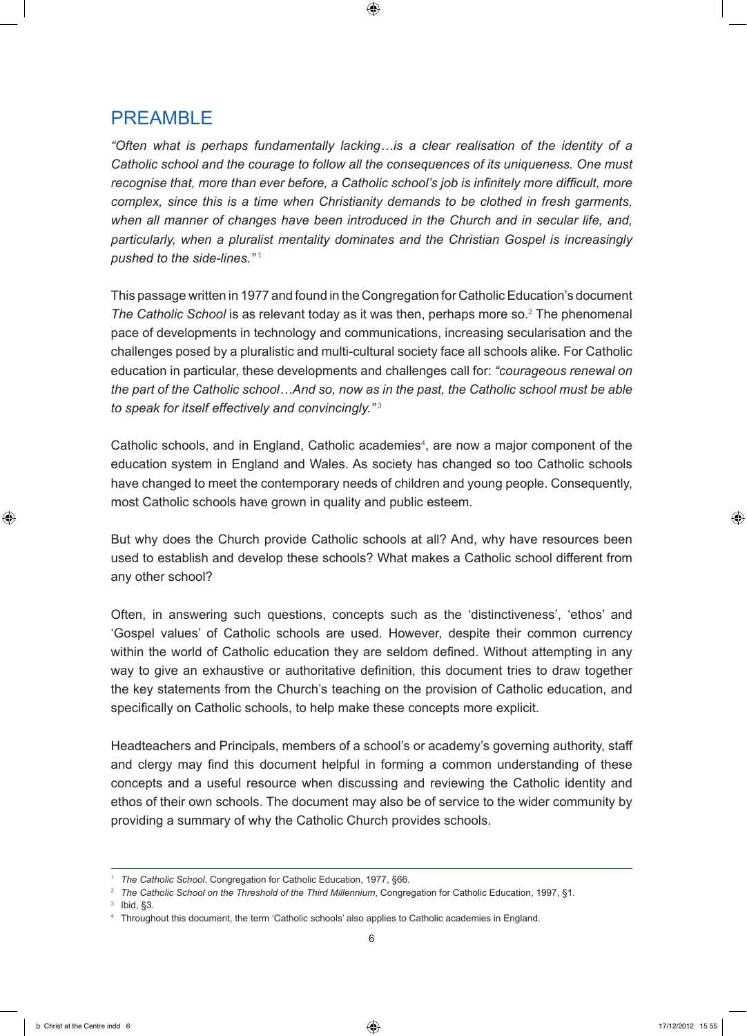# PREAMBLE

*"Often what is perhaps fundamentally lacking…is a clear realisation of the identity of a Catholic school and the courage to follow all the consequences of its uniqueness. One must recognise that, more than ever before, a Catholic school's job is infinitely more difficult, more complex, since this is a time when Christianity demands to be clothed in fresh garments, when all manner of changes have been introduced in the Church and in secular life, and, particularly, when a pluralist mentality dominates and the Christian Gospel is increasingly pushed to the side-lines."* [1]

This passage written in 1977 and found in the Congregation for Catholic Education's document *The Catholic School* is as relevant today as it was then, perhaps more so.[2] The phenomenal pace of developments in technology and communications, increasing secularisation and the challenges posed by a pluralistic and multi-cultural society face all schools alike. For Catholic education in particular, these developments and challenges call for: *"courageous renewal on the part of the Catholic school…And so, now as in the past, the Catholic school must be able to speak for itself effectively and convincingly."* [3]

Catholic schools, and in England, Catholic academies[4], are now a major component of the education system in England and Wales. As society has changed so too Catholic schools have changed to meet the contemporary needs of children and young people. Consequently, most Catholic schools have grown in quality and public esteem.

But why does the Church provide Catholic schools at all? And, why have resources been used to establish and develop these schools? What makes a Catholic school different from any other school?

Often, in answering such questions, concepts such as the 'distinctiveness', 'ethos' and 'Gospel values' of Catholic schools are used. However, despite their common currency within the world of Catholic education they are seldom defined. Without attempting in any way to give an exhaustive or authoritative definition, this document tries to draw together the key statements from the Church's teaching on the provision of Catholic education, and specifically on Catholic schools, to help make these concepts more explicit.

Headteachers and Principals, members of a school's or academy's governing authority, staff and clergy may find this document helpful in forming a common understanding of these concepts and a useful resource when discussing and reviewing the Catholic identity and ethos of their own schools. The document may also be of service to the wider community by providing a summary of why the Catholic Church provides schools.

---

[1] *The Catholic School*, Congregation for Catholic Education, 1977, §66.

[2] *The Catholic School on the Threshold of the Third Millennium*, Congregation for Catholic Education, 1997, §1.

[3] Ibid, §3.

[4] Throughout this document, the term 'Catholic schools' also applies to Catholic academies in England.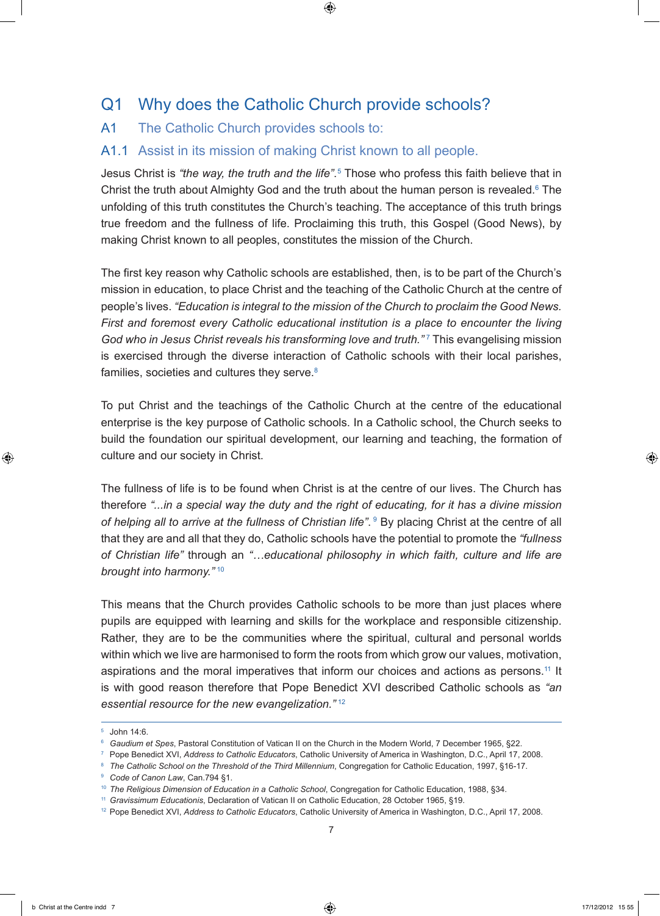## Q1 Why does the Catholic Church provide schools?

### A1 The Catholic Church provides schools to:

### A1.1 Assist in its mission of making Christ known to all people.

Jesus Christ is *"the way, the truth and the life"*.[5] Those who profess this faith believe that in Christ the truth about Almighty God and the truth about the human person is revealed.[6] The unfolding of this truth constitutes the Church's teaching. The acceptance of this truth brings true freedom and the fullness of life. Proclaiming this truth, this Gospel (Good News), by making Christ known to all peoples, constitutes the mission of the Church.

The first key reason why Catholic schools are established, then, is to be part of the Church's mission in education, to place Christ and the teaching of the Catholic Church at the centre of people's lives. *"Education is integral to the mission of the Church to proclaim the Good News. First and foremost every Catholic educational institution is a place to encounter the living God who in Jesus Christ reveals his transforming love and truth."*[7] This evangelising mission is exercised through the diverse interaction of Catholic schools with their local parishes, families, societies and cultures they serve.[8]

To put Christ and the teachings of the Catholic Church at the centre of the educational enterprise is the key purpose of Catholic schools. In a Catholic school, the Church seeks to build the foundation our spiritual development, our learning and teaching, the formation of culture and our society in Christ.

The fullness of life is to be found when Christ is at the centre of our lives. The Church has therefore *"...in a special way the duty and the right of educating, for it has a divine mission of helping all to arrive at the fullness of Christian life"*.[9] By placing Christ at the centre of all that they are and all that they do, Catholic schools have the potential to promote the *"fullness of Christian life"* through an *"…educational philosophy in which faith, culture and life are brought into harmony."*[10]

This means that the Church provides Catholic schools to be more than just places where pupils are equipped with learning and skills for the workplace and responsible citizenship. Rather, they are to be the communities where the spiritual, cultural and personal worlds within which we live are harmonised to form the roots from which grow our values, motivation, aspirations and the moral imperatives that inform our choices and actions as persons.[11] It is with good reason therefore that Pope Benedict XVI described Catholic schools as *"an essential resource for the new evangelization."*[12]

---

[5] John 14:6.

[6] *Gaudium et Spes*, Pastoral Constitution of Vatican II on the Church in the Modern World, 7 December 1965, §22.

[7] Pope Benedict XVI, *Address to Catholic Educators*, Catholic University of America in Washington, D.C., April 17, 2008.

[8] *The Catholic School on the Threshold of the Third Millennium*, Congregation for Catholic Education, 1997, §16-17.

[9] *Code of Canon Law*, Can.794 §1.

[10] *The Religious Dimension of Education in a Catholic School*, Congregation for Catholic Education, 1988, §34.

[11] *Gravissimum Educationis*, Declaration of Vatican II on Catholic Education, 28 October 1965, §19.

[12] Pope Benedict XVI, *Address to Catholic Educators*, Catholic University of America in Washington, D.C., April 17, 2008.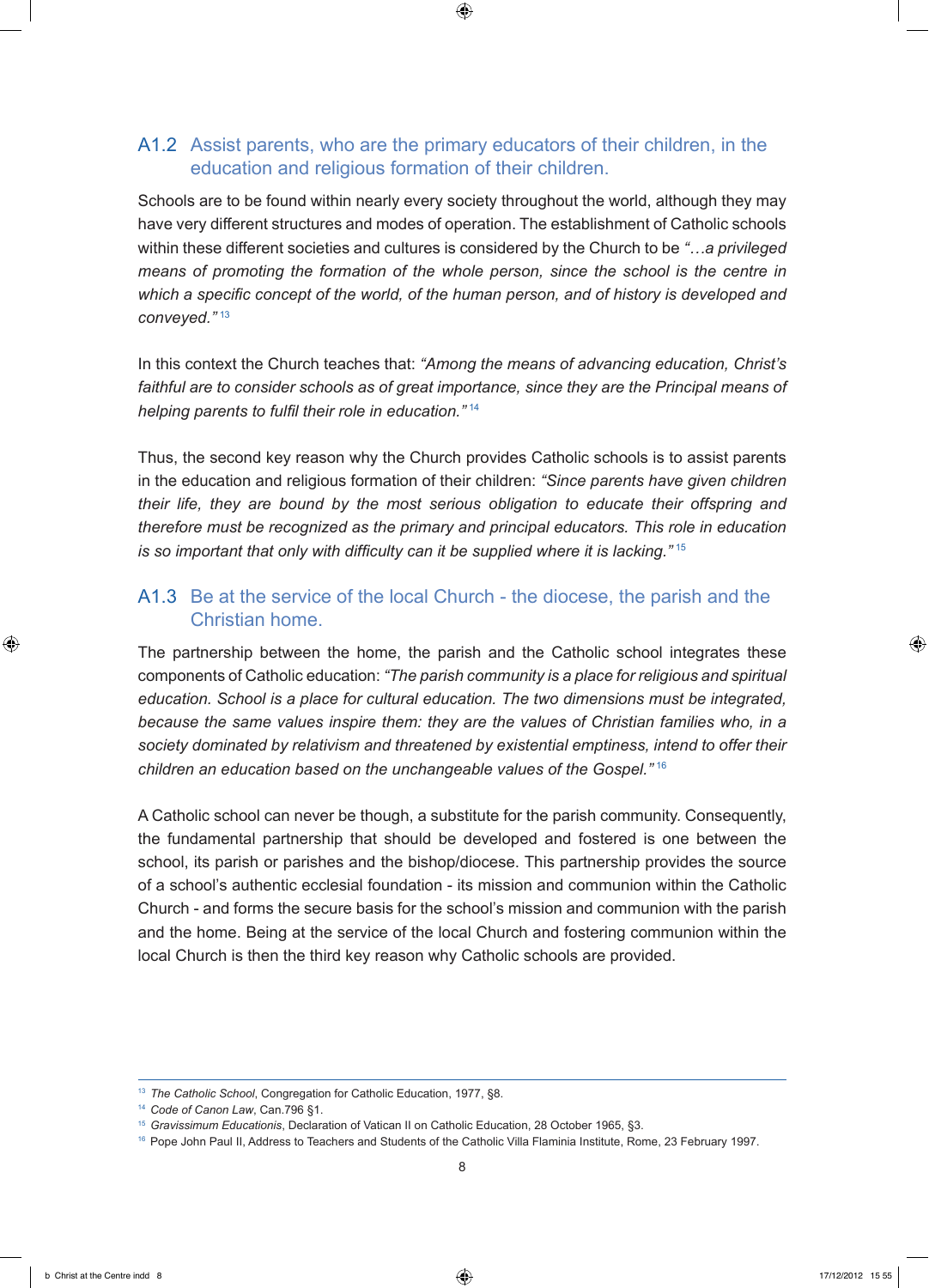### A1.2 Assist parents, who are the primary educators of their children, in the education and religious formation of their children.

Schools are to be found within nearly every society throughout the world, although they may have very different structures and modes of operation. The establishment of Catholic schools within these different societies and cultures is considered by the Church to be *"…a privileged means of promoting the formation of the whole person, since the school is the centre in which a specific concept of the world, of the human person, and of history is developed and conveyed."*[13]

In this context the Church teaches that: *"Among the means of advancing education, Christ's faithful are to consider schools as of great importance, since they are the Principal means of helping parents to fulfil their role in education."*[14]

Thus, the second key reason why the Church provides Catholic schools is to assist parents in the education and religious formation of their children: *"Since parents have given children their life, they are bound by the most serious obligation to educate their offspring and therefore must be recognized as the primary and principal educators. This role in education is so important that only with difficulty can it be supplied where it is lacking."*[15]

### A1.3 Be at the service of the local Church - the diocese, the parish and the Christian home.

The partnership between the home, the parish and the Catholic school integrates these components of Catholic education: *"The parish community is a place for religious and spiritual education. School is a place for cultural education. The two dimensions must be integrated, because the same values inspire them: they are the values of Christian families who, in a society dominated by relativism and threatened by existential emptiness, intend to offer their children an education based on the unchangeable values of the Gospel."*[16]

A Catholic school can never be though, a substitute for the parish community. Consequently, the fundamental partnership that should be developed and fostered is one between the school, its parish or parishes and the bishop/diocese. This partnership provides the source of a school's authentic ecclesial foundation - its mission and communion within the Catholic Church - and forms the secure basis for the school's mission and communion with the parish and the home. Being at the service of the local Church and fostering communion within the local Church is then the third key reason why Catholic schools are provided.

---

[13] *The Catholic School*, Congregation for Catholic Education, 1977, §8.
[14] *Code of Canon Law*, Can.796 §1.
[15] *Gravissimum Educationis*, Declaration of Vatican II on Catholic Education, 28 October 1965, §3.
[16] Pope John Paul II, Address to Teachers and Students of the Catholic Villa Flaminia Institute, Rome, 23 February 1997.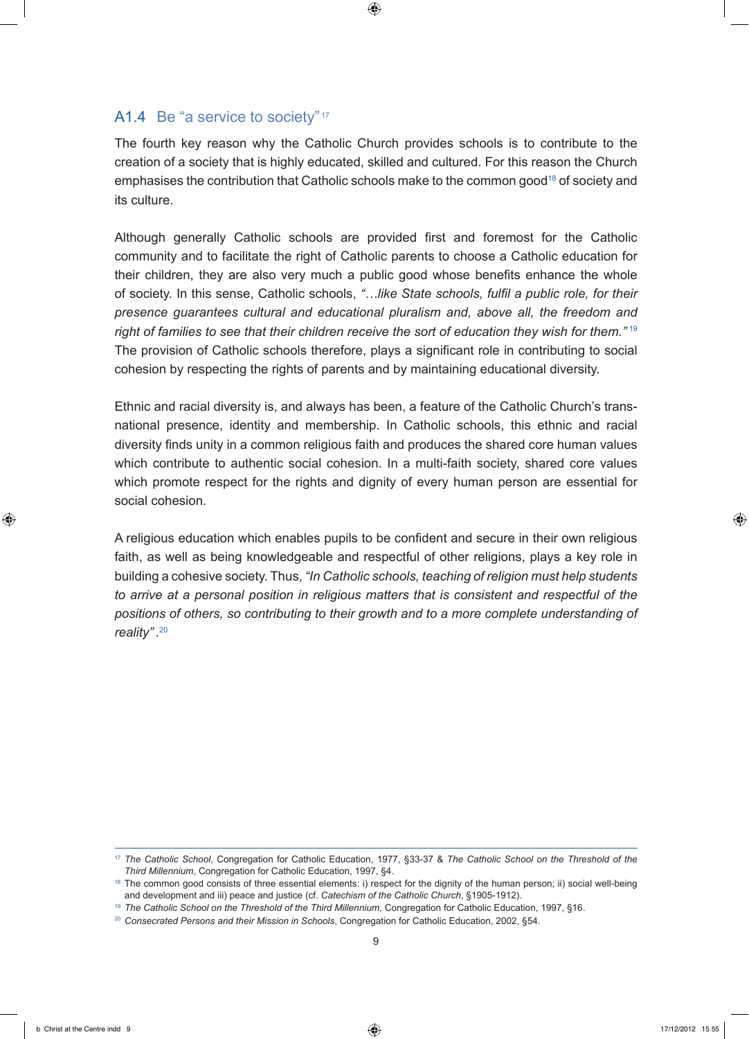### A1.4 Be "a service to society"[17]

The fourth key reason why the Catholic Church provides schools is to contribute to the creation of a society that is highly educated, skilled and cultured. For this reason the Church emphasises the contribution that Catholic schools make to the common good[18] of society and its culture.

Although generally Catholic schools are provided first and foremost for the Catholic community and to facilitate the right of Catholic parents to choose a Catholic education for their children, they are also very much a public good whose benefits enhance the whole of society. In this sense, Catholic schools, *"…like State schools, fulfil a public role, for their presence guarantees cultural and educational pluralism and, above all, the freedom and right of families to see that their children receive the sort of education they wish for them."*[19] The provision of Catholic schools therefore, plays a significant role in contributing to social cohesion by respecting the rights of parents and by maintaining educational diversity.

Ethnic and racial diversity is, and always has been, a feature of the Catholic Church's trans-national presence, identity and membership. In Catholic schools, this ethnic and racial diversity finds unity in a common religious faith and produces the shared core human values which contribute to authentic social cohesion. In a multi-faith society, shared core values which promote respect for the rights and dignity of every human person are essential for social cohesion.

A religious education which enables pupils to be confident and secure in their own religious faith, as well as being knowledgeable and respectful of other religions, plays a key role in building a cohesive society. Thus, *"In Catholic schools, teaching of religion must help students to arrive at a personal position in religious matters that is consistent and respectful of the positions of others, so contributing to their growth and to a more complete understanding of reality"*.[20]

---

[17] *The Catholic School*, Congregation for Catholic Education, 1977, §33-37 & *The Catholic School on the Threshold of the Third Millennium*, Congregation for Catholic Education, 1997, §4.

[18] The common good consists of three essential elements: i) respect for the dignity of the human person; ii) social well-being and development and iii) peace and justice (cf. *Catechism of the Catholic Church*, §1905-1912).

[19] *The Catholic School on the Threshold of the Third Millennium*, Congregation for Catholic Education, 1997, §16.

[20] *Consecrated Persons and their Mission in Schools*, Congregation for Catholic Education, 2002, §54.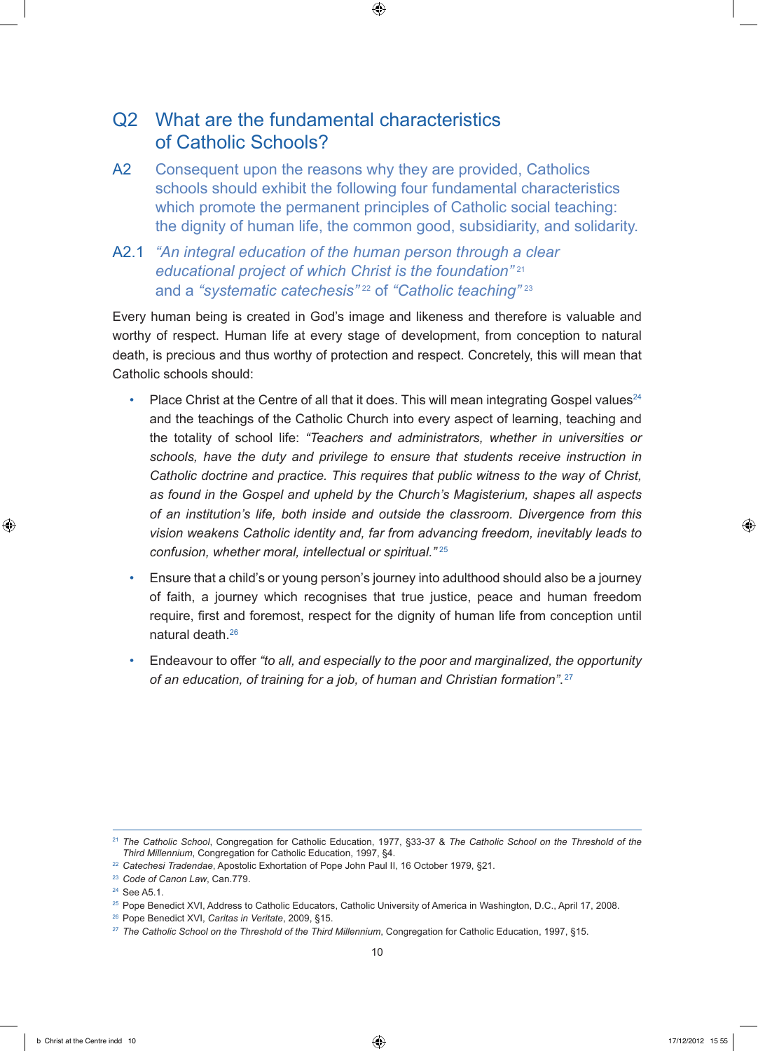## Q2 What are the fundamental characteristics of Catholic Schools?

**A2** Consequent upon the reasons why they are provided, Catholics schools should exhibit the following four fundamental characteristics which promote the permanent principles of Catholic social teaching: the dignity of human life, the common good, subsidiarity, and solidarity.

### A2.1 *"An integral education of the human person through a clear educational project of which Christ is the foundation"*[21] and a *"systematic catechesis"*[22] of *"Catholic teaching"*[23]

Every human being is created in God's image and likeness and therefore is valuable and worthy of respect. Human life at every stage of development, from conception to natural death, is precious and thus worthy of protection and respect. Concretely, this will mean that Catholic schools should:

- Place Christ at the Centre of all that it does. This will mean integrating Gospel values[24] and the teachings of the Catholic Church into every aspect of learning, teaching and the totality of school life: *"Teachers and administrators, whether in universities or schools, have the duty and privilege to ensure that students receive instruction in Catholic doctrine and practice. This requires that public witness to the way of Christ, as found in the Gospel and upheld by the Church's Magisterium, shapes all aspects of an institution's life, both inside and outside the classroom. Divergence from this vision weakens Catholic identity and, far from advancing freedom, inevitably leads to confusion, whether moral, intellectual or spiritual."*[25]

- Ensure that a child's or young person's journey into adulthood should also be a journey of faith, a journey which recognises that true justice, peace and human freedom require, first and foremost, respect for the dignity of human life from conception until natural death.[26]

- Endeavour to offer *"to all, and especially to the poor and marginalized, the opportunity of an education, of training for a job, of human and Christian formation"*.[27]

---

[21] *The Catholic School*, Congregation for Catholic Education, 1977, §33-37 & *The Catholic School on the Threshold of the Third Millennium*, Congregation for Catholic Education, 1997, §4.

[22] *Catechesi Tradendae*, Apostolic Exhortation of Pope John Paul II, 16 October 1979, §21.

[23] *Code of Canon Law*, Can.779.

[24] See A5.1.

[25] Pope Benedict XVI, Address to Catholic Educators, Catholic University of America in Washington, D.C., April 17, 2008.

[26] Pope Benedict XVI, *Caritas in Veritate*, 2009, §15.

[27] *The Catholic School on the Threshold of the Third Millennium*, Congregation for Catholic Education, 1997, §15.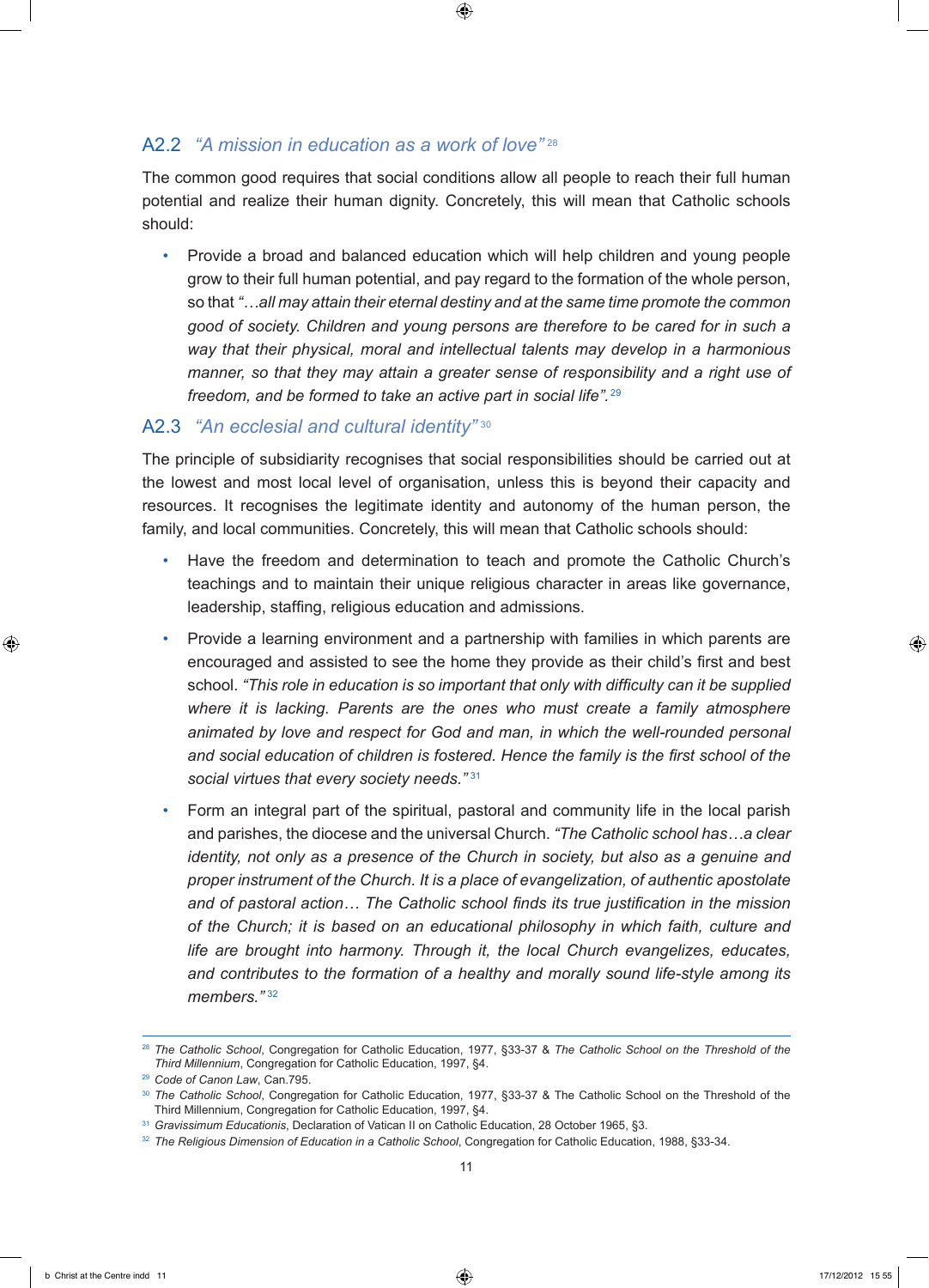## A2.2 *"A mission in education as a work of love"*[28]

The common good requires that social conditions allow all people to reach their full human potential and realize their human dignity. Concretely, this will mean that Catholic schools should:

- Provide a broad and balanced education which will help children and young people grow to their full human potential, and pay regard to the formation of the whole person, so that *"…all may attain their eternal destiny and at the same time promote the common good of society. Children and young persons are therefore to be cared for in such a way that their physical, moral and intellectual talents may develop in a harmonious manner, so that they may attain a greater sense of responsibility and a right use of freedom, and be formed to take an active part in social life".*[29]

## A2.3 *"An ecclesial and cultural identity"*[30]

The principle of subsidiarity recognises that social responsibilities should be carried out at the lowest and most local level of organisation, unless this is beyond their capacity and resources. It recognises the legitimate identity and autonomy of the human person, the family, and local communities. Concretely, this will mean that Catholic schools should:

- Have the freedom and determination to teach and promote the Catholic Church's teachings and to maintain their unique religious character in areas like governance, leadership, staffing, religious education and admissions.
- Provide a learning environment and a partnership with families in which parents are encouraged and assisted to see the home they provide as their child's first and best school. *"This role in education is so important that only with difficulty can it be supplied where it is lacking. Parents are the ones who must create a family atmosphere animated by love and respect for God and man, in which the well-rounded personal and social education of children is fostered. Hence the family is the first school of the social virtues that every society needs."*[31]
- Form an integral part of the spiritual, pastoral and community life in the local parish and parishes, the diocese and the universal Church. *"The Catholic school has…a clear identity, not only as a presence of the Church in society, but also as a genuine and proper instrument of the Church. It is a place of evangelization, of authentic apostolate and of pastoral action… The Catholic school finds its true justification in the mission of the Church; it is based on an educational philosophy in which faith, culture and life are brought into harmony. Through it, the local Church evangelizes, educates, and contributes to the formation of a healthy and morally sound life-style among its members."*[32]

---

[28] *The Catholic School*, Congregation for Catholic Education, 1977, §33-37 & *The Catholic School on the Threshold of the Third Millennium*, Congregation for Catholic Education, 1997, §4.

[29] *Code of Canon Law*, Can.795.

[30] *The Catholic School*, Congregation for Catholic Education, 1977, §33-37 & The Catholic School on the Threshold of the Third Millennium, Congregation for Catholic Education, 1997, §4.

[31] *Gravissimum Educationis*, Declaration of Vatican II on Catholic Education, 28 October 1965, §3.

[32] *The Religious Dimension of Education in a Catholic School*, Congregation for Catholic Education, 1988, §33-34.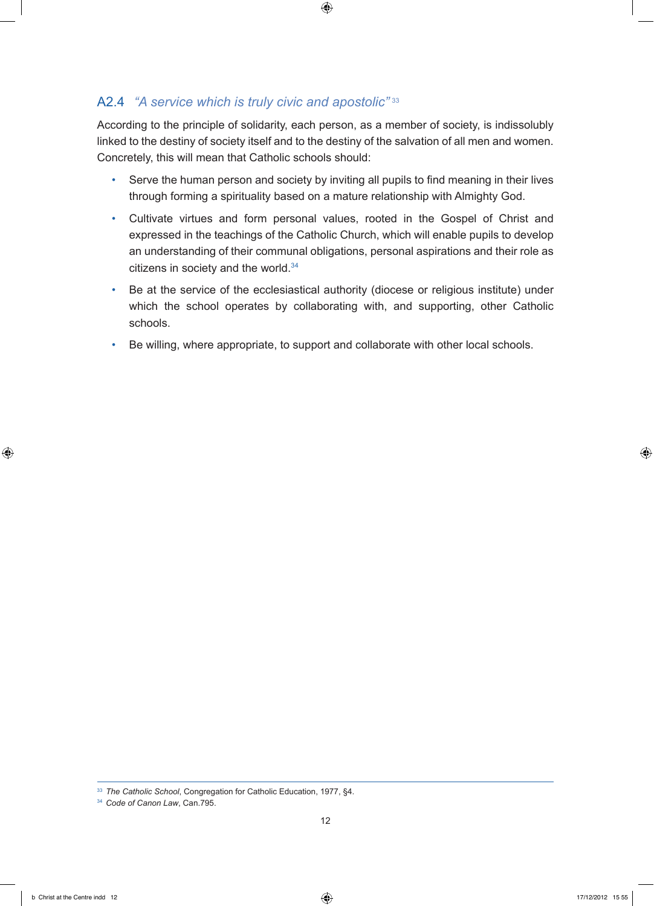## A2.4 *"A service which is truly civic and apostolic"*[33]

According to the principle of solidarity, each person, as a member of society, is indissolubly linked to the destiny of society itself and to the destiny of the salvation of all men and women. Concretely, this will mean that Catholic schools should:

- Serve the human person and society by inviting all pupils to find meaning in their lives through forming a spirituality based on a mature relationship with Almighty God.
- Cultivate virtues and form personal values, rooted in the Gospel of Christ and expressed in the teachings of the Catholic Church, which will enable pupils to develop an understanding of their communal obligations, personal aspirations and their role as citizens in society and the world.[34]
- Be at the service of the ecclesiastical authority (diocese or religious institute) under which the school operates by collaborating with, and supporting, other Catholic schools.
- Be willing, where appropriate, to support and collaborate with other local schools.

---

[33] *The Catholic School*, Congregation for Catholic Education, 1977, §4.

[34] *Code of Canon Law*, Can.795.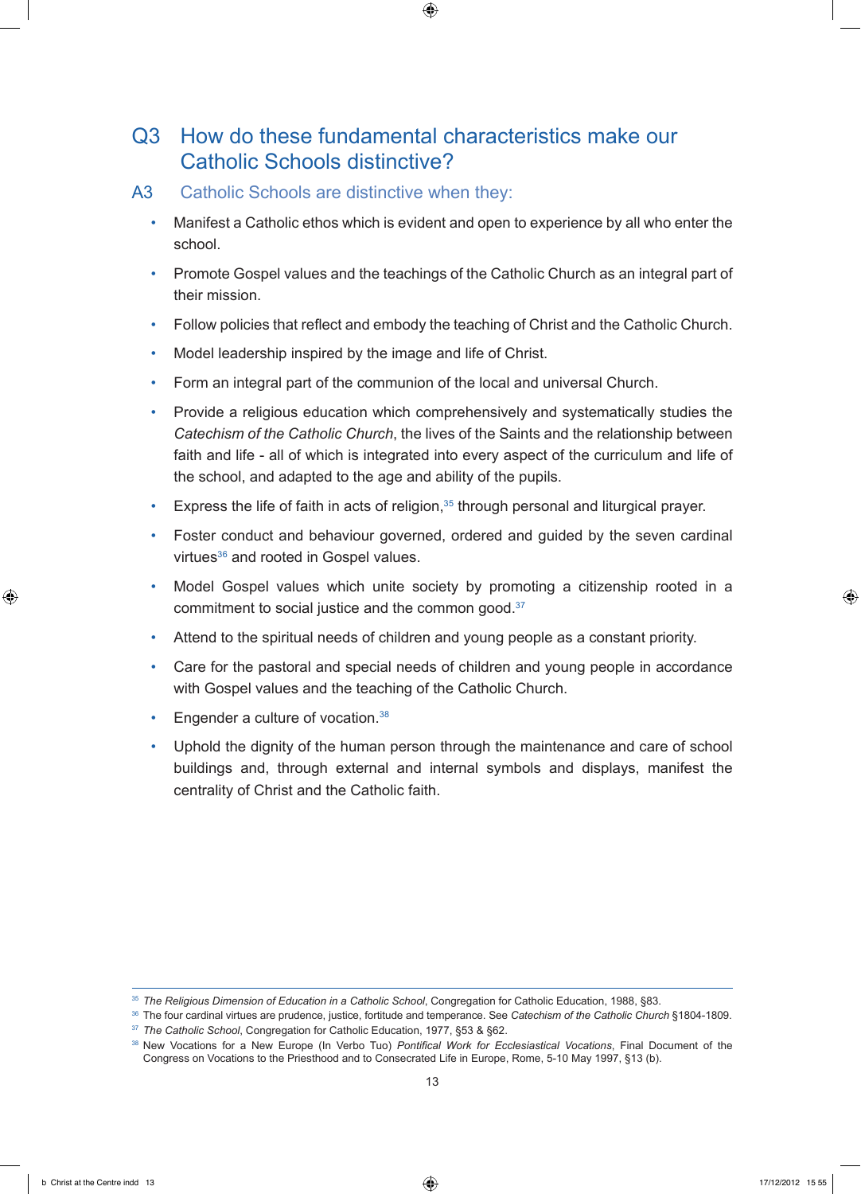## Q3 How do these fundamental characteristics make our Catholic Schools distinctive?

### A3 Catholic Schools are distinctive when they:

- Manifest a Catholic ethos which is evident and open to experience by all who enter the school.
- Promote Gospel values and the teachings of the Catholic Church as an integral part of their mission.
- Follow policies that reflect and embody the teaching of Christ and the Catholic Church.
- Model leadership inspired by the image and life of Christ.
- Form an integral part of the communion of the local and universal Church.
- Provide a religious education which comprehensively and systematically studies the *Catechism of the Catholic Church*, the lives of the Saints and the relationship between faith and life - all of which is integrated into every aspect of the curriculum and life of the school, and adapted to the age and ability of the pupils.
- Express the life of faith in acts of religion,[35] through personal and liturgical prayer.
- Foster conduct and behaviour governed, ordered and guided by the seven cardinal virtues[36] and rooted in Gospel values.
- Model Gospel values which unite society by promoting a citizenship rooted in a commitment to social justice and the common good.[37]
- Attend to the spiritual needs of children and young people as a constant priority.
- Care for the pastoral and special needs of children and young people in accordance with Gospel values and the teaching of the Catholic Church.
- Engender a culture of vocation.[38]
- Uphold the dignity of the human person through the maintenance and care of school buildings and, through external and internal symbols and displays, manifest the centrality of Christ and the Catholic faith.

---

[35] *The Religious Dimension of Education in a Catholic School*, Congregation for Catholic Education, 1988, §83.

[36] The four cardinal virtues are prudence, justice, fortitude and temperance. See *Catechism of the Catholic Church* §1804-1809.

[37] *The Catholic School*, Congregation for Catholic Education, 1977, §53 & §62.

[38] New Vocations for a New Europe (In Verbo Tuo) *Pontifical Work for Ecclesiastical Vocations*, Final Document of the Congress on Vocations to the Priesthood and to Consecrated Life in Europe, Rome, 5-10 May 1997, §13 (b).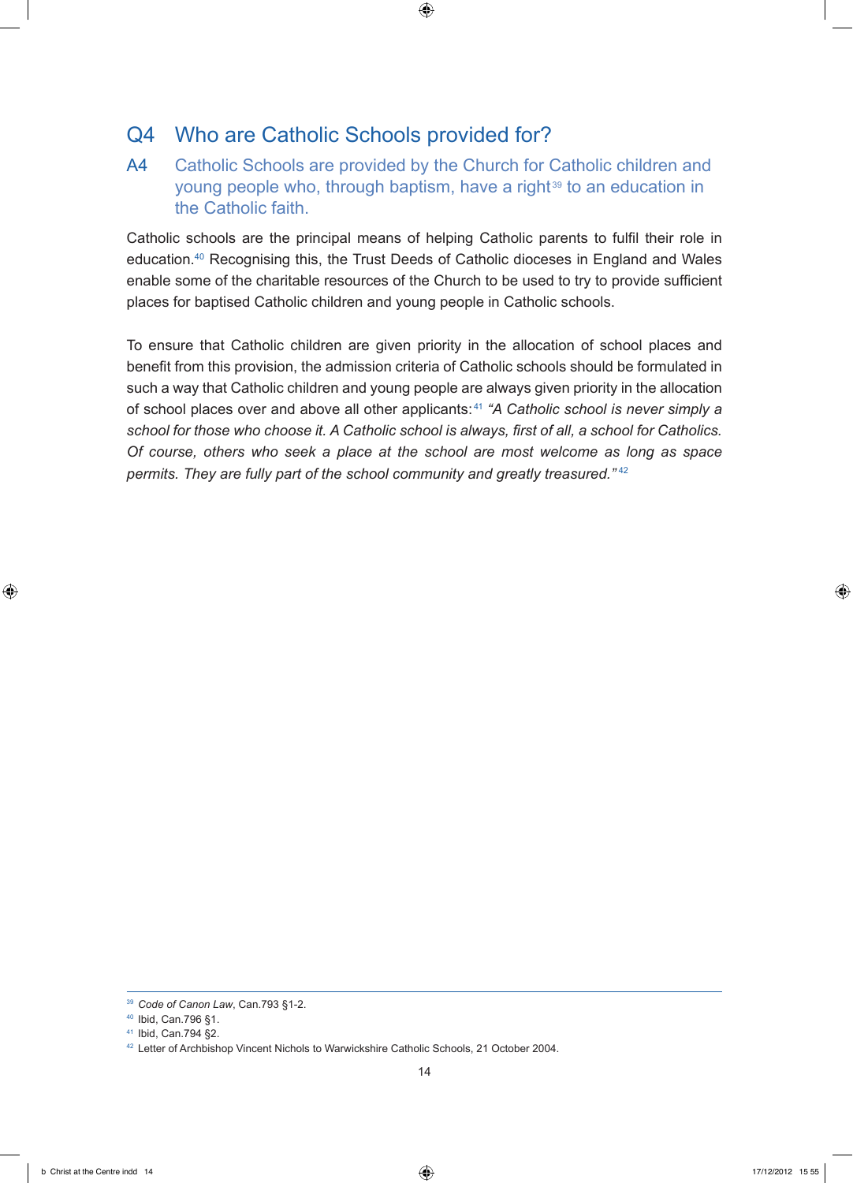## Q4 Who are Catholic Schools provided for?

**A4 Catholic Schools are provided by the Church for Catholic children and young people who, through baptism, have a right[39] to an education in the Catholic faith.**

Catholic schools are the principal means of helping Catholic parents to fulfil their role in education.[40] Recognising this, the Trust Deeds of Catholic dioceses in England and Wales enable some of the charitable resources of the Church to be used to try to provide sufficient places for baptised Catholic children and young people in Catholic schools.

To ensure that Catholic children are given priority in the allocation of school places and benefit from this provision, the admission criteria of Catholic schools should be formulated in such a way that Catholic children and young people are always given priority in the allocation of school places over and above all other applicants:[41] *"A Catholic school is never simply a school for those who choose it. A Catholic school is always, first of all, a school for Catholics. Of course, others who seek a place at the school are most welcome as long as space permits. They are fully part of the school community and greatly treasured."*[42]

---

[39] *Code of Canon Law*, Can.793 §1-2.
[40] Ibid, Can.796 §1.
[41] Ibid, Can.794 §2.
[42] Letter of Archbishop Vincent Nichols to Warwickshire Catholic Schools, 21 October 2004.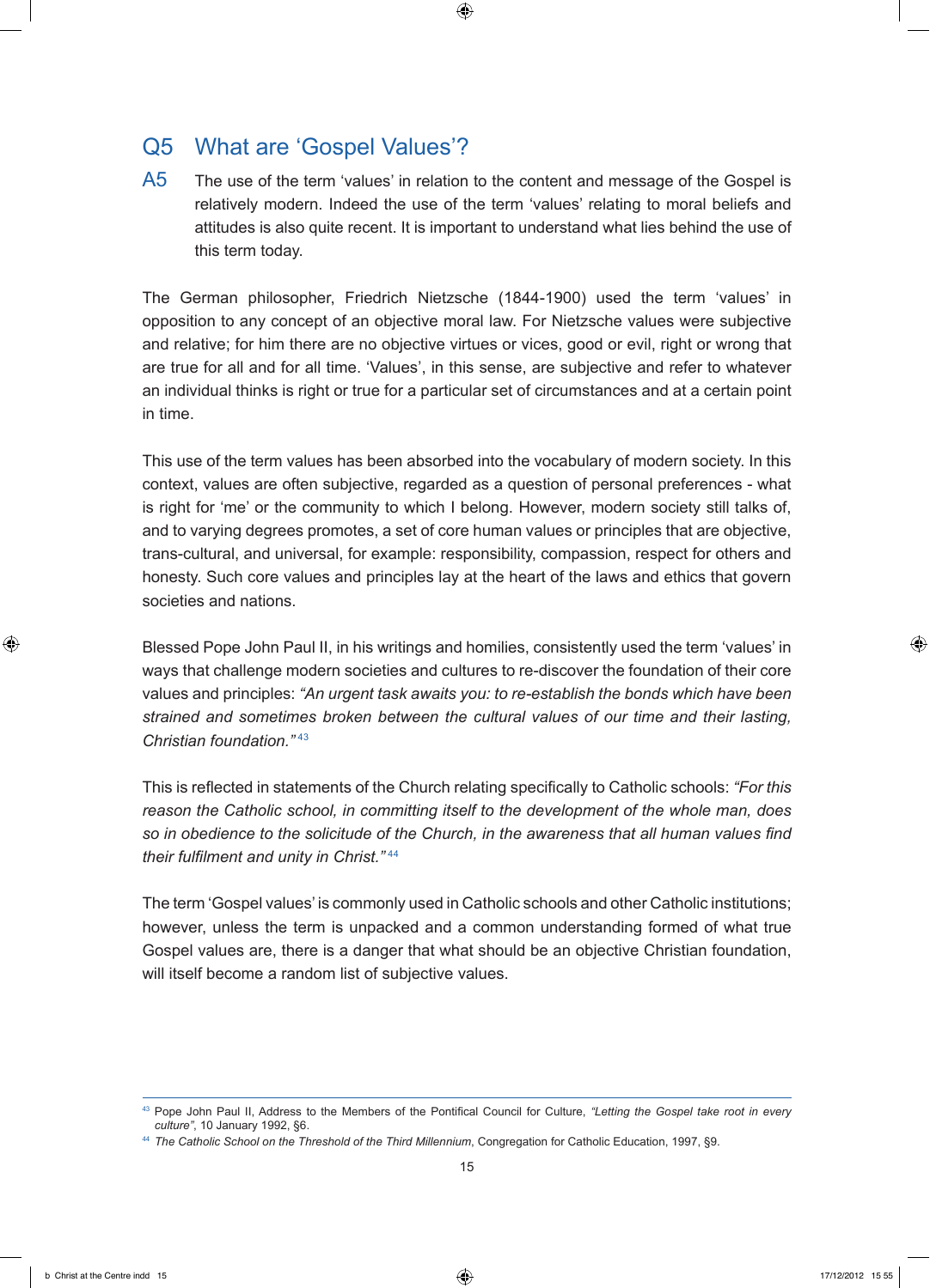## Q5 What are 'Gospel Values'?

**A5** The use of the term 'values' in relation to the content and message of the Gospel is relatively modern. Indeed the use of the term 'values' relating to moral beliefs and attitudes is also quite recent. It is important to understand what lies behind the use of this term today.

The German philosopher, Friedrich Nietzsche (1844-1900) used the term 'values' in opposition to any concept of an objective moral law. For Nietzsche values were subjective and relative; for him there are no objective virtues or vices, good or evil, right or wrong that are true for all and for all time. 'Values', in this sense, are subjective and refer to whatever an individual thinks is right or true for a particular set of circumstances and at a certain point in time.

This use of the term values has been absorbed into the vocabulary of modern society. In this context, values are often subjective, regarded as a question of personal preferences - what is right for 'me' or the community to which I belong. However, modern society still talks of, and to varying degrees promotes, a set of core human values or principles that are objective, trans-cultural, and universal, for example: responsibility, compassion, respect for others and honesty. Such core values and principles lay at the heart of the laws and ethics that govern societies and nations.

Blessed Pope John Paul II, in his writings and homilies, consistently used the term 'values' in ways that challenge modern societies and cultures to re-discover the foundation of their core values and principles: *"An urgent task awaits you: to re-establish the bonds which have been strained and sometimes broken between the cultural values of our time and their lasting, Christian foundation."*[43]

This is reflected in statements of the Church relating specifically to Catholic schools: *"For this reason the Catholic school, in committing itself to the development of the whole man, does so in obedience to the solicitude of the Church, in the awareness that all human values find their fulfilment and unity in Christ."*[44]

The term 'Gospel values' is commonly used in Catholic schools and other Catholic institutions; however, unless the term is unpacked and a common understanding formed of what true Gospel values are, there is a danger that what should be an objective Christian foundation, will itself become a random list of subjective values.

---

[43] Pope John Paul II, Address to the Members of the Pontifical Council for Culture, *"Letting the Gospel take root in every culture"*, 10 January 1992, §6.

[44] *The Catholic School on the Threshold of the Third Millennium*, Congregation for Catholic Education, 1997, §9.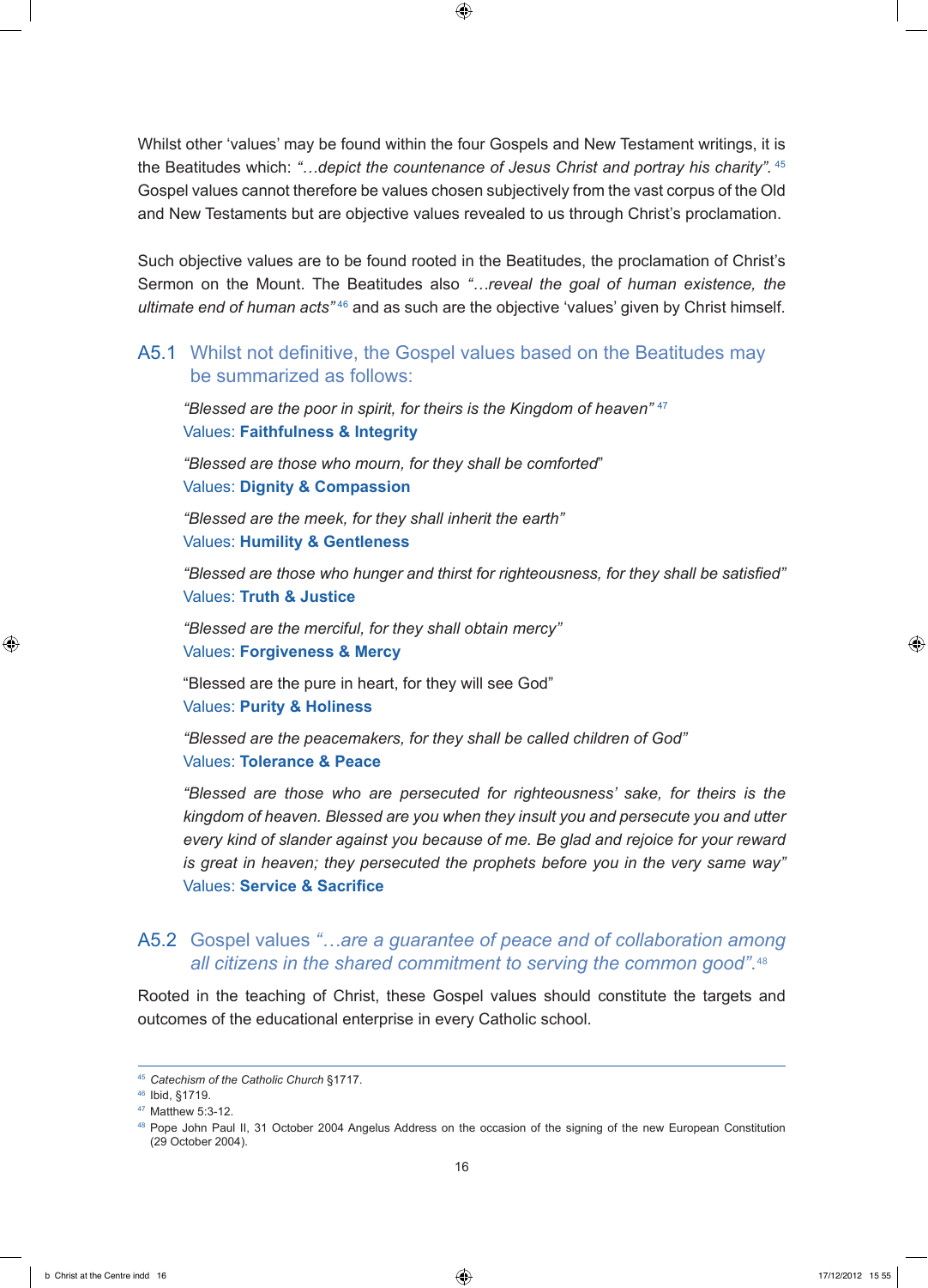Whilst other 'values' may be found within the four Gospels and New Testament writings, it is the Beatitudes which: *"…depict the countenance of Jesus Christ and portray his charity".* [45] Gospel values cannot therefore be values chosen subjectively from the vast corpus of the Old and New Testaments but are objective values revealed to us through Christ's proclamation.

Such objective values are to be found rooted in the Beatitudes, the proclamation of Christ's Sermon on the Mount. The Beatitudes also *"…reveal the goal of human existence, the ultimate end of human acts"* [46] and as such are the objective 'values' given by Christ himself.

## A5.1 Whilst not definitive, the Gospel values based on the Beatitudes may be summarized as follows:

*"Blessed are the poor in spirit, for theirs is the Kingdom of heaven"* [47]
Values: **Faithfulness & Integrity**

*"Blessed are those who mourn, for they shall be comforted"*
Values: **Dignity & Compassion**

*"Blessed are the meek, for they shall inherit the earth"*
Values: **Humility & Gentleness**

*"Blessed are those who hunger and thirst for righteousness, for they shall be satisfied"*
Values: **Truth & Justice**

*"Blessed are the merciful, for they shall obtain mercy"*
Values: **Forgiveness & Mercy**

"Blessed are the pure in heart, for they will see God"
Values: **Purity & Holiness**

*"Blessed are the peacemakers, for they shall be called children of God"*
Values: **Tolerance & Peace**

*"Blessed are those who are persecuted for righteousness' sake, for theirs is the kingdom of heaven. Blessed are you when they insult you and persecute you and utter every kind of slander against you because of me. Be glad and rejoice for your reward is great in heaven; they persecuted the prophets before you in the very same way"*
Values: **Service & Sacrifice**

## A5.2 Gospel values *"…are a guarantee of peace and of collaboration among all citizens in the shared commitment to serving the common good".* [48]

Rooted in the teaching of Christ, these Gospel values should constitute the targets and outcomes of the educational enterprise in every Catholic school.

---

[45] *Catechism of the Catholic Church* §1717.
[46] Ibid, §1719.
[47] Matthew 5:3-12.
[48] Pope John Paul II, 31 October 2004 Angelus Address on the occasion of the signing of the new European Constitution (29 October 2004).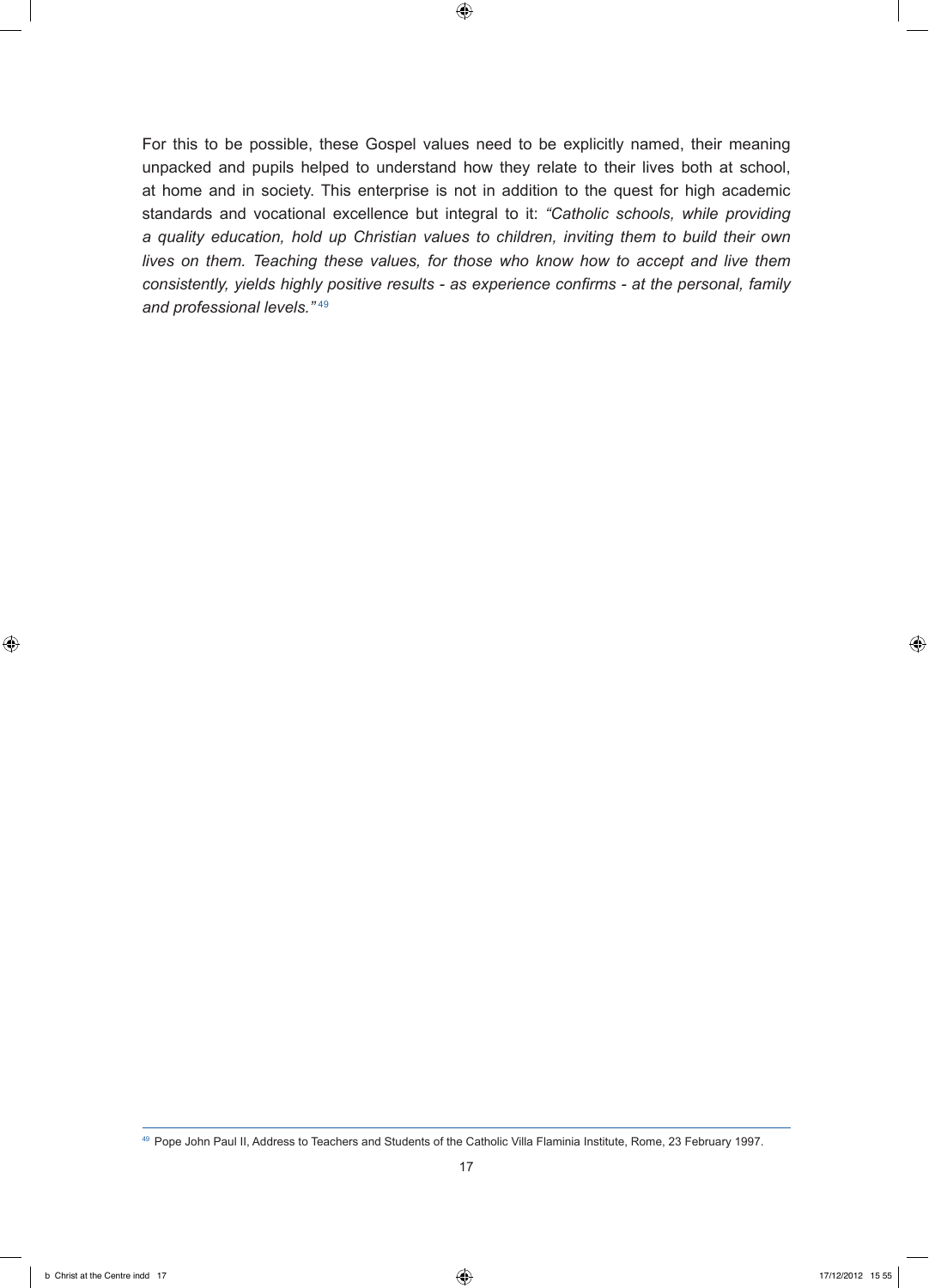For this to be possible, these Gospel values need to be explicitly named, their meaning unpacked and pupils helped to understand how they relate to their lives both at school, at home and in society. This enterprise is not in addition to the quest for high academic standards and vocational excellence but integral to it: *"Catholic schools, while providing a quality education, hold up Christian values to children, inviting them to build their own lives on them. Teaching these values, for those who know how to accept and live them consistently, yields highly positive results - as experience confirms - at the personal, family and professional levels."*[49]

---

[49] Pope John Paul II, Address to Teachers and Students of the Catholic Villa Flaminia Institute, Rome, 23 February 1997.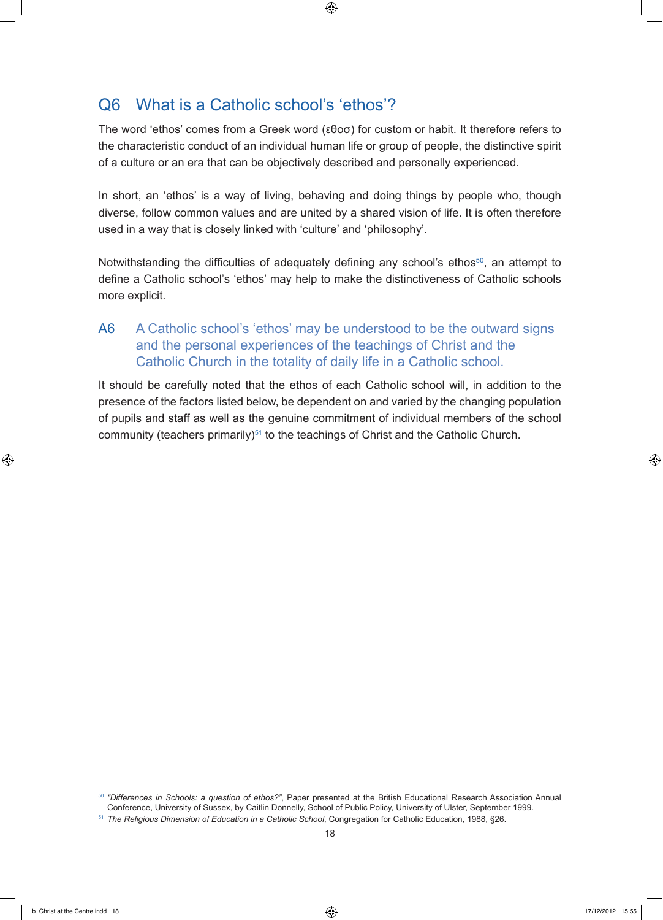## Q6 What is a Catholic school's 'ethos'?

The word 'ethos' comes from a Greek word (εθοσ) for custom or habit. It therefore refers to the characteristic conduct of an individual human life or group of people, the distinctive spirit of a culture or an era that can be objectively described and personally experienced.

In short, an 'ethos' is a way of living, behaving and doing things by people who, though diverse, follow common values and are united by a shared vision of life. It is often therefore used in a way that is closely linked with 'culture' and 'philosophy'.

Notwithstanding the difficulties of adequately defining any school's ethos[50], an attempt to define a Catholic school's 'ethos' may help to make the distinctiveness of Catholic schools more explicit.

### A6 A Catholic school's 'ethos' may be understood to be the outward signs and the personal experiences of the teachings of Christ and the Catholic Church in the totality of daily life in a Catholic school.

It should be carefully noted that the ethos of each Catholic school will, in addition to the presence of the factors listed below, be dependent on and varied by the changing population of pupils and staff as well as the genuine commitment of individual members of the school community (teachers primarily)[51] to the teachings of Christ and the Catholic Church.

---

[50] *"Differences in Schools: a question of ethos?"*, Paper presented at the British Educational Research Association Annual Conference, University of Sussex, by Caitlin Donnelly, School of Public Policy, University of Ulster, September 1999.

[51] *The Religious Dimension of Education in a Catholic School*, Congregation for Catholic Education, 1988, §26.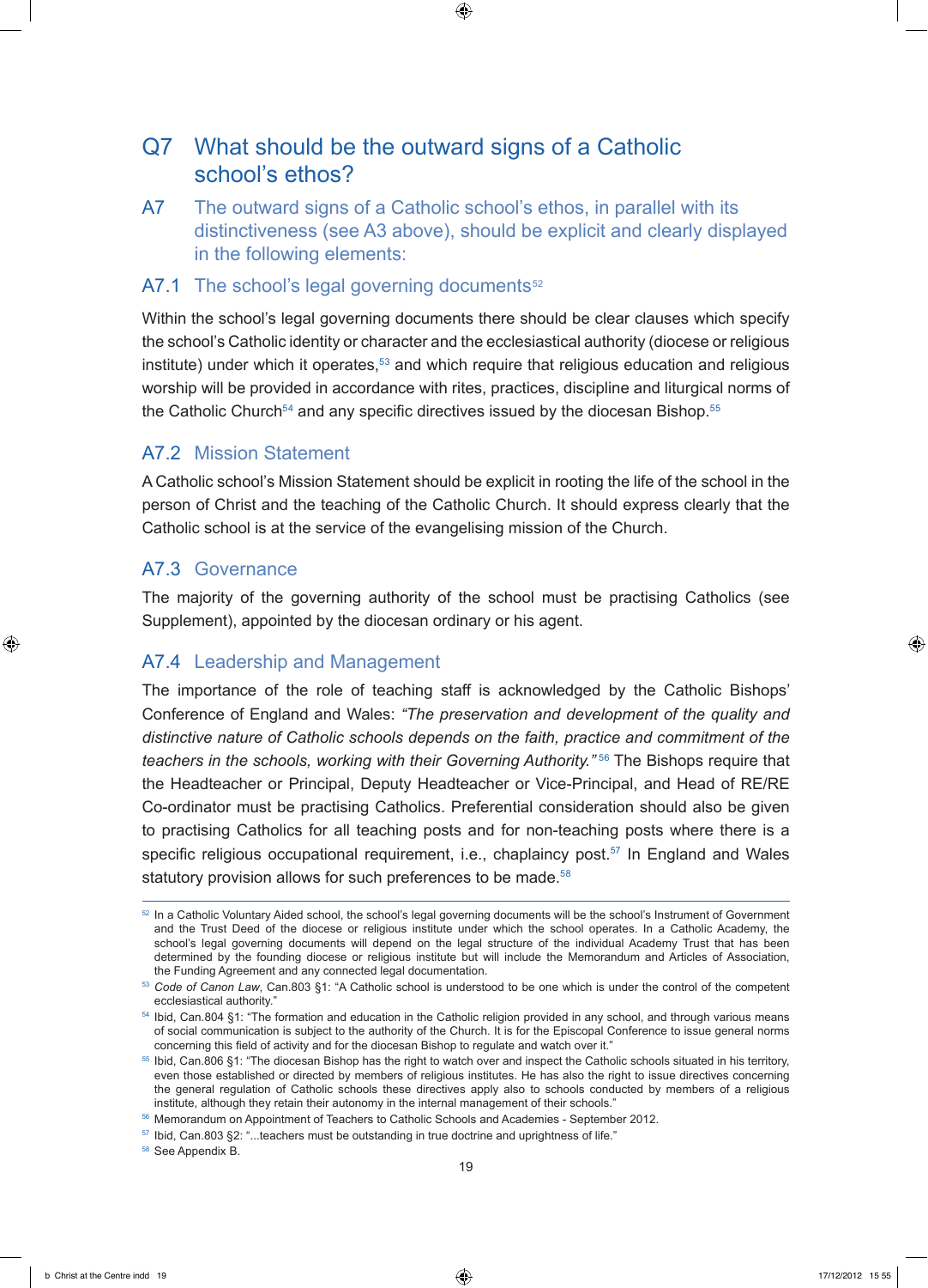## Q7 What should be the outward signs of a Catholic school's ethos?

### A7 The outward signs of a Catholic school's ethos, in parallel with its distinctiveness (see A3 above), should be explicit and clearly displayed in the following elements:

### A7.1 The school's legal governing documents[52]

Within the school's legal governing documents there should be clear clauses which specify the school's Catholic identity or character and the ecclesiastical authority (diocese or religious institute) under which it operates,[53] and which require that religious education and religious worship will be provided in accordance with rites, practices, discipline and liturgical norms of the Catholic Church[54] and any specific directives issued by the diocesan Bishop.[55]

### A7.2 Mission Statement

A Catholic school's Mission Statement should be explicit in rooting the life of the school in the person of Christ and the teaching of the Catholic Church. It should express clearly that the Catholic school is at the service of the evangelising mission of the Church.

### A7.3 Governance

The majority of the governing authority of the school must be practising Catholics (see Supplement), appointed by the diocesan ordinary or his agent.

### A7.4 Leadership and Management

The importance of the role of teaching staff is acknowledged by the Catholic Bishops' Conference of England and Wales: *"The preservation and development of the quality and distinctive nature of Catholic schools depends on the faith, practice and commitment of the teachers in the schools, working with their Governing Authority."*[56] The Bishops require that the Headteacher or Principal, Deputy Headteacher or Vice-Principal, and Head of RE/RE Co-ordinator must be practising Catholics. Preferential consideration should also be given to practising Catholics for all teaching posts and for non-teaching posts where there is a specific religious occupational requirement, i.e., chaplaincy post.[57] In England and Wales statutory provision allows for such preferences to be made.[58]

---

[52] In a Catholic Voluntary Aided school, the school's legal governing documents will be the school's Instrument of Government and the Trust Deed of the diocese or religious institute under which the school operates. In a Catholic Academy, the school's legal governing documents will depend on the legal structure of the individual Academy Trust that has been determined by the founding diocese or religious institute but will include the Memorandum and Articles of Association, the Funding Agreement and any connected legal documentation.

[53] *Code of Canon Law*, Can.803 §1: "A Catholic school is understood to be one which is under the control of the competent ecclesiastical authority."

[54] Ibid, Can.804 §1: "The formation and education in the Catholic religion provided in any school, and through various means of social communication is subject to the authority of the Church. It is for the Episcopal Conference to issue general norms concerning this field of activity and for the diocesan Bishop to regulate and watch over it."

[55] Ibid, Can.806 §1: "The diocesan Bishop has the right to watch over and inspect the Catholic schools situated in his territory, even those established or directed by members of religious institutes. He has also the right to issue directives concerning the general regulation of Catholic schools these directives apply also to schools conducted by members of a religious institute, although they retain their autonomy in the internal management of their schools."

[56] Memorandum on Appointment of Teachers to Catholic Schools and Academies - September 2012.

[57] Ibid, Can.803 §2: "...teachers must be outstanding in true doctrine and uprightness of life."

[58] See Appendix B.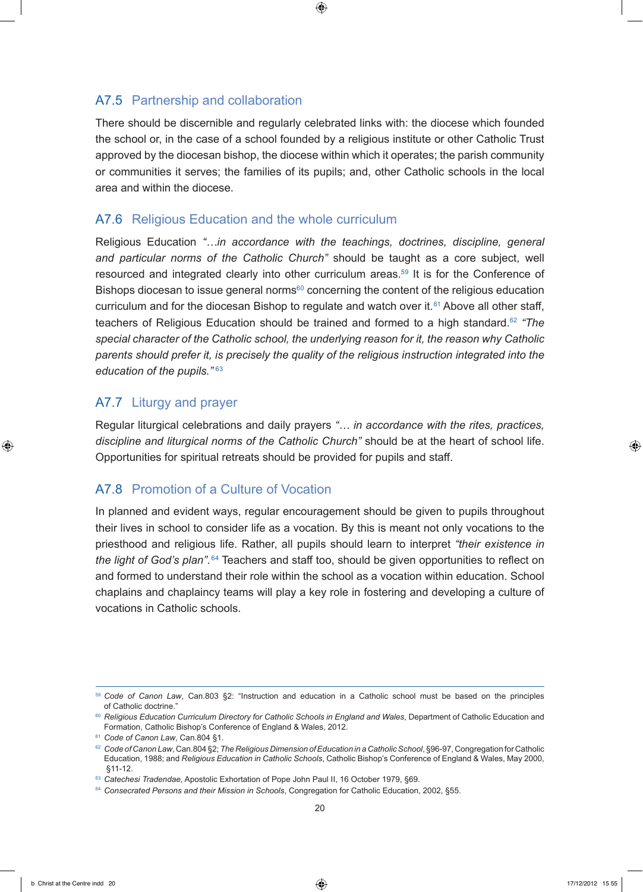## A7.5 Partnership and collaboration

There should be discernible and regularly celebrated links with: the diocese which founded the school or, in the case of a school founded by a religious institute or other Catholic Trust approved by the diocesan bishop, the diocese within which it operates; the parish community or communities it serves; the families of its pupils; and, other Catholic schools in the local area and within the diocese.

## A7.6 Religious Education and the whole curriculum

Religious Education *"…in accordance with the teachings, doctrines, discipline, general and particular norms of the Catholic Church"* should be taught as a core subject, well resourced and integrated clearly into other curriculum areas.[59] It is for the Conference of Bishops diocesan to issue general norms[60] concerning the content of the religious education curriculum and for the diocesan Bishop to regulate and watch over it.[61] Above all other staff, teachers of Religious Education should be trained and formed to a high standard.[62] *"The special character of the Catholic school, the underlying reason for it, the reason why Catholic parents should prefer it, is precisely the quality of the religious instruction integrated into the education of the pupils."*[63]

## A7.7 Liturgy and prayer

Regular liturgical celebrations and daily prayers *"… in accordance with the rites, practices, discipline and liturgical norms of the Catholic Church"* should be at the heart of school life. Opportunities for spiritual retreats should be provided for pupils and staff.

## A7.8 Promotion of a Culture of Vocation

In planned and evident ways, regular encouragement should be given to pupils throughout their lives in school to consider life as a vocation. By this is meant not only vocations to the priesthood and religious life. Rather, all pupils should learn to interpret *"their existence in the light of God's plan"*.[64] Teachers and staff too, should be given opportunities to reflect on and formed to understand their role within the school as a vocation within education. School chaplains and chaplaincy teams will play a key role in fostering and developing a culture of vocations in Catholic schools.

---

[59] *Code of Canon Law*, Can.803 §2: "Instruction and education in a Catholic school must be based on the principles of Catholic doctrine."

[60] *Religious Education Curriculum Directory for Catholic Schools in England and Wales*, Department of Catholic Education and Formation, Catholic Bishop's Conference of England & Wales, 2012.

[61] *Code of Canon Law*, Can.804 §1.

[62] *Code of Canon Law*, Can.804 §2; *The Religious Dimension of Education in a Catholic School*, §96-97, Congregation for Catholic Education, 1988; and *Religious Education in Catholic Schools*, Catholic Bishop's Conference of England & Wales, May 2000, §11-12.

[63] *Catechesi Tradendae*, Apostolic Exhortation of Pope John Paul II, 16 October 1979, §69.

[64] *Consecrated Persons and their Mission in Schools*, Congregation for Catholic Education, 2002, §55.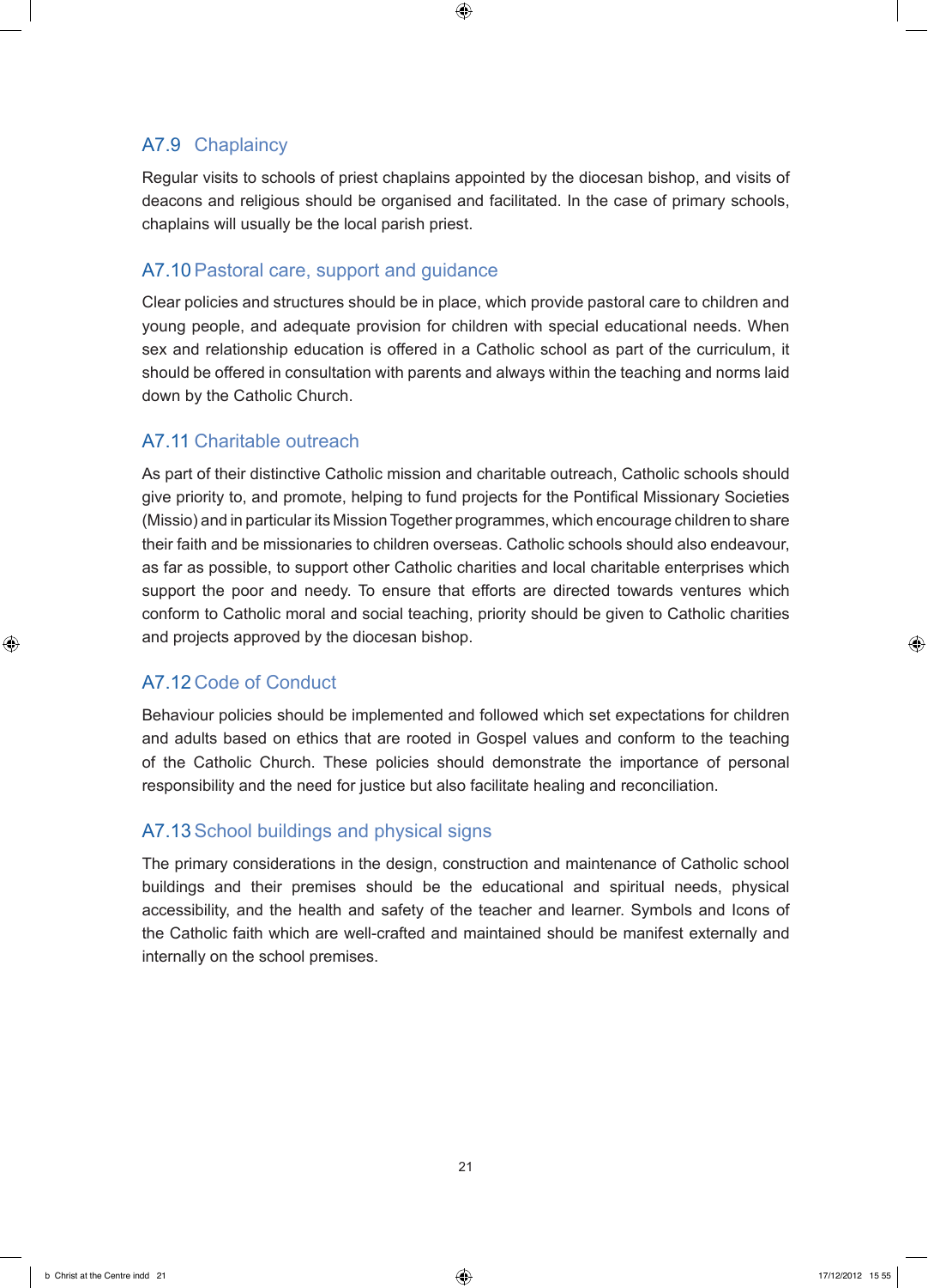### A7.9 Chaplaincy

Regular visits to schools of priest chaplains appointed by the diocesan bishop, and visits of deacons and religious should be organised and facilitated. In the case of primary schools, chaplains will usually be the local parish priest.

### A7.10 Pastoral care, support and guidance

Clear policies and structures should be in place, which provide pastoral care to children and young people, and adequate provision for children with special educational needs. When sex and relationship education is offered in a Catholic school as part of the curriculum, it should be offered in consultation with parents and always within the teaching and norms laid down by the Catholic Church.

### A7.11 Charitable outreach

As part of their distinctive Catholic mission and charitable outreach, Catholic schools should give priority to, and promote, helping to fund projects for the Pontifical Missionary Societies (Missio) and in particular its Mission Together programmes, which encourage children to share their faith and be missionaries to children overseas. Catholic schools should also endeavour, as far as possible, to support other Catholic charities and local charitable enterprises which support the poor and needy. To ensure that efforts are directed towards ventures which conform to Catholic moral and social teaching, priority should be given to Catholic charities and projects approved by the diocesan bishop.

### A7.12 Code of Conduct

Behaviour policies should be implemented and followed which set expectations for children and adults based on ethics that are rooted in Gospel values and conform to the teaching of the Catholic Church. These policies should demonstrate the importance of personal responsibility and the need for justice but also facilitate healing and reconciliation.

### A7.13 School buildings and physical signs

The primary considerations in the design, construction and maintenance of Catholic school buildings and their premises should be the educational and spiritual needs, physical accessibility, and the health and safety of the teacher and learner. Symbols and Icons of the Catholic faith which are well-crafted and maintained should be manifest externally and internally on the school premises.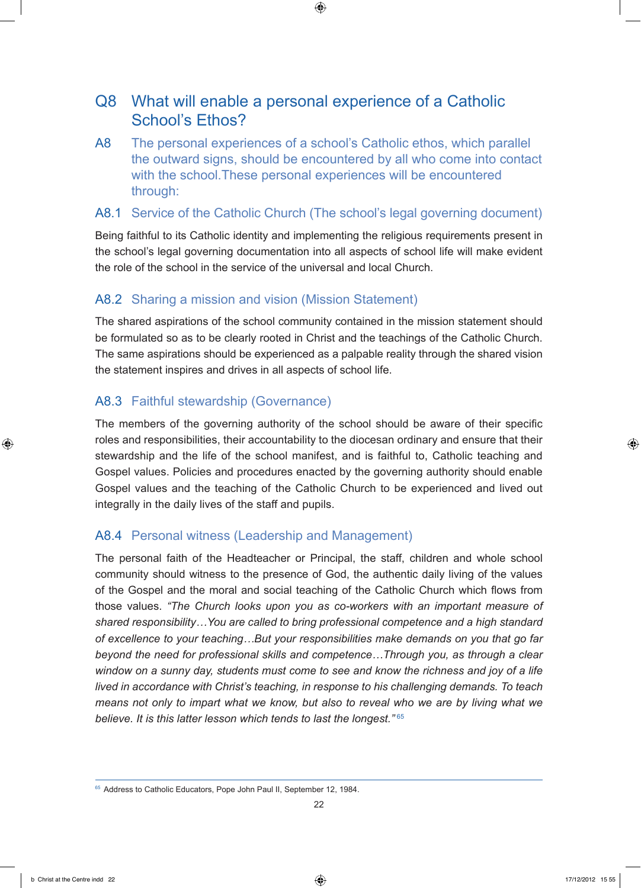## Q8 What will enable a personal experience of a Catholic School's Ethos?

**A8** The personal experiences of a school's Catholic ethos, which parallel the outward signs, should be encountered by all who come into contact with the school.These personal experiences will be encountered through:

### A8.1 Service of the Catholic Church (The school's legal governing document)

Being faithful to its Catholic identity and implementing the religious requirements present in the school's legal governing documentation into all aspects of school life will make evident the role of the school in the service of the universal and local Church.

### A8.2 Sharing a mission and vision (Mission Statement)

The shared aspirations of the school community contained in the mission statement should be formulated so as to be clearly rooted in Christ and the teachings of the Catholic Church. The same aspirations should be experienced as a palpable reality through the shared vision the statement inspires and drives in all aspects of school life.

### A8.3 Faithful stewardship (Governance)

The members of the governing authority of the school should be aware of their specific roles and responsibilities, their accountability to the diocesan ordinary and ensure that their stewardship and the life of the school manifest, and is faithful to, Catholic teaching and Gospel values. Policies and procedures enacted by the governing authority should enable Gospel values and the teaching of the Catholic Church to be experienced and lived out integrally in the daily lives of the staff and pupils.

### A8.4 Personal witness (Leadership and Management)

The personal faith of the Headteacher or Principal, the staff, children and whole school community should witness to the presence of God, the authentic daily living of the values of the Gospel and the moral and social teaching of the Catholic Church which flows from those values. *"The Church looks upon you as co-workers with an important measure of shared responsibility…You are called to bring professional competence and a high standard of excellence to your teaching…But your responsibilities make demands on you that go far beyond the need for professional skills and competence…Through you, as through a clear window on a sunny day, students must come to see and know the richness and joy of a life lived in accordance with Christ's teaching, in response to his challenging demands. To teach means not only to impart what we know, but also to reveal who we are by living what we believe. It is this latter lesson which tends to last the longest."*[65]

---

[65] Address to Catholic Educators, Pope John Paul II, September 12, 1984.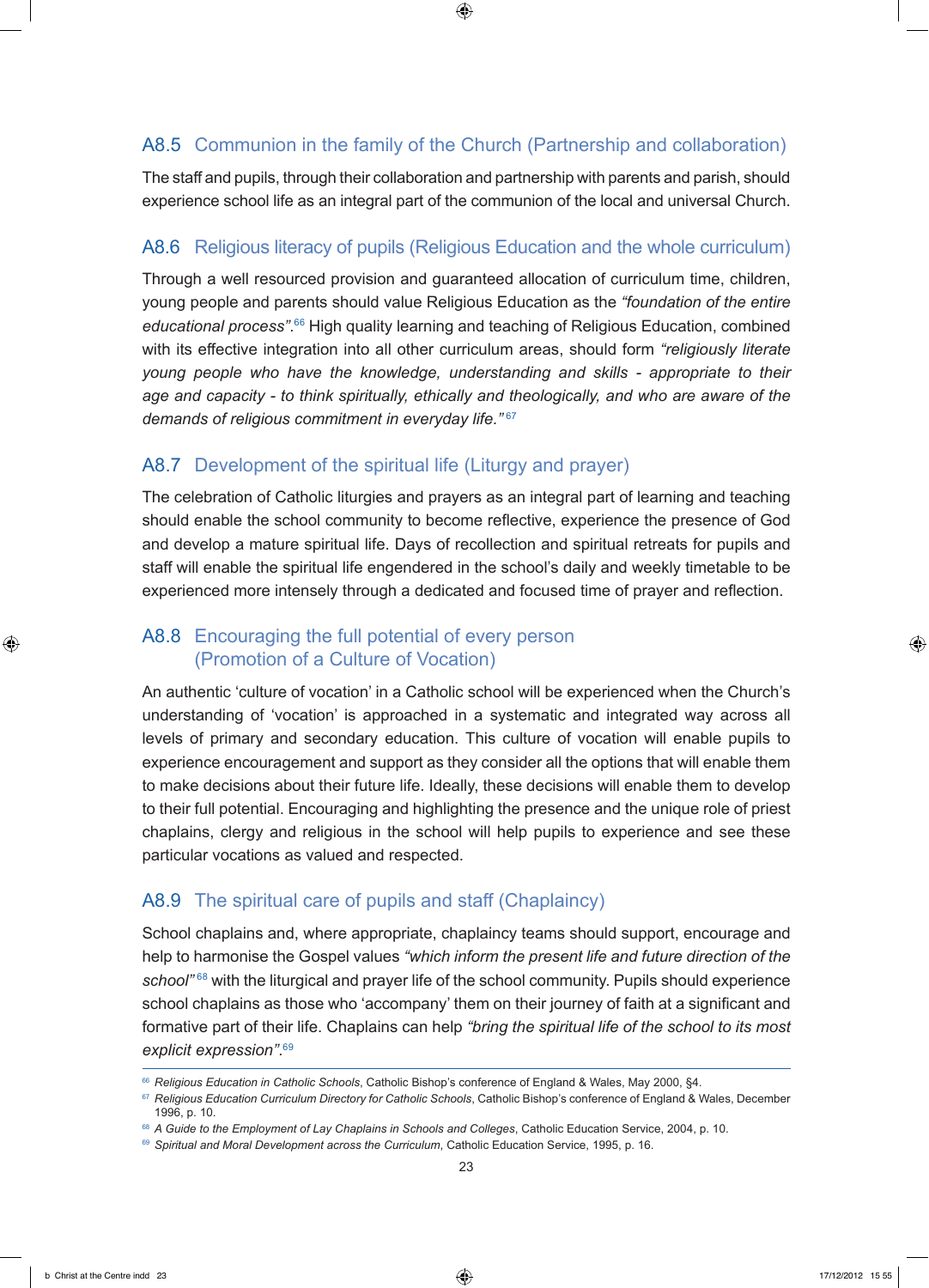### A8.5 Communion in the family of the Church (Partnership and collaboration)

The staff and pupils, through their collaboration and partnership with parents and parish, should experience school life as an integral part of the communion of the local and universal Church.

### A8.6 Religious literacy of pupils (Religious Education and the whole curriculum)

Through a well resourced provision and guaranteed allocation of curriculum time, children, young people and parents should value Religious Education as the *"foundation of the entire educational process"*.[66] High quality learning and teaching of Religious Education, combined with its effective integration into all other curriculum areas, should form *"religiously literate young people who have the knowledge, understanding and skills - appropriate to their age and capacity - to think spiritually, ethically and theologically, and who are aware of the demands of religious commitment in everyday life."*[67]

### A8.7 Development of the spiritual life (Liturgy and prayer)

The celebration of Catholic liturgies and prayers as an integral part of learning and teaching should enable the school community to become reflective, experience the presence of God and develop a mature spiritual life. Days of recollection and spiritual retreats for pupils and staff will enable the spiritual life engendered in the school's daily and weekly timetable to be experienced more intensely through a dedicated and focused time of prayer and reflection.

### A8.8 Encouraging the full potential of every person (Promotion of a Culture of Vocation)

An authentic 'culture of vocation' in a Catholic school will be experienced when the Church's understanding of 'vocation' is approached in a systematic and integrated way across all levels of primary and secondary education. This culture of vocation will enable pupils to experience encouragement and support as they consider all the options that will enable them to make decisions about their future life. Ideally, these decisions will enable them to develop to their full potential. Encouraging and highlighting the presence and the unique role of priest chaplains, clergy and religious in the school will help pupils to experience and see these particular vocations as valued and respected.

### A8.9 The spiritual care of pupils and staff (Chaplaincy)

School chaplains and, where appropriate, chaplaincy teams should support, encourage and help to harmonise the Gospel values *"which inform the present life and future direction of the school"*[68] with the liturgical and prayer life of the school community. Pupils should experience school chaplains as those who 'accompany' them on their journey of faith at a significant and formative part of their life. Chaplains can help *"bring the spiritual life of the school to its most explicit expression"*.[69]

---

[66] *Religious Education in Catholic Schools*, Catholic Bishop's conference of England & Wales, May 2000, §4.

[67] *Religious Education Curriculum Directory for Catholic Schools*, Catholic Bishop's conference of England & Wales, December 1996, p. 10.

[68] *A Guide to the Employment of Lay Chaplains in Schools and Colleges*, Catholic Education Service, 2004, p. 10.

[69] *Spiritual and Moral Development across the Curriculum*, Catholic Education Service, 1995, p. 16.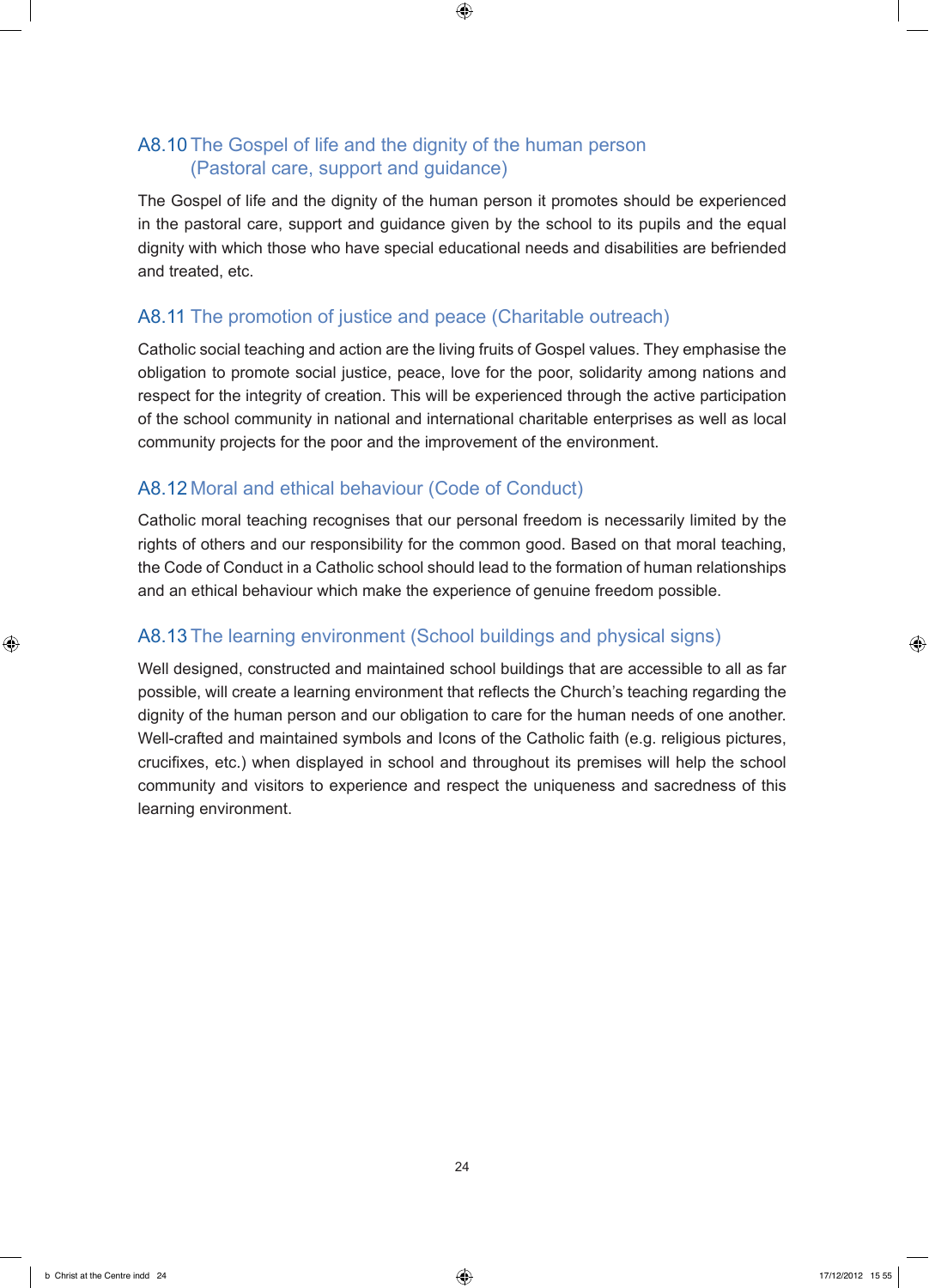### A8.10 The Gospel of life and the dignity of the human person (Pastoral care, support and guidance)

The Gospel of life and the dignity of the human person it promotes should be experienced in the pastoral care, support and guidance given by the school to its pupils and the equal dignity with which those who have special educational needs and disabilities are befriended and treated, etc.

### A8.11 The promotion of justice and peace (Charitable outreach)

Catholic social teaching and action are the living fruits of Gospel values. They emphasise the obligation to promote social justice, peace, love for the poor, solidarity among nations and respect for the integrity of creation. This will be experienced through the active participation of the school community in national and international charitable enterprises as well as local community projects for the poor and the improvement of the environment.

### A8.12 Moral and ethical behaviour (Code of Conduct)

Catholic moral teaching recognises that our personal freedom is necessarily limited by the rights of others and our responsibility for the common good. Based on that moral teaching, the Code of Conduct in a Catholic school should lead to the formation of human relationships and an ethical behaviour which make the experience of genuine freedom possible.

### A8.13 The learning environment (School buildings and physical signs)

Well designed, constructed and maintained school buildings that are accessible to all as far possible, will create a learning environment that reflects the Church's teaching regarding the dignity of the human person and our obligation to care for the human needs of one another. Well-crafted and maintained symbols and Icons of the Catholic faith (e.g. religious pictures, crucifixes, etc.) when displayed in school and throughout its premises will help the school community and visitors to experience and respect the uniqueness and sacredness of this learning environment.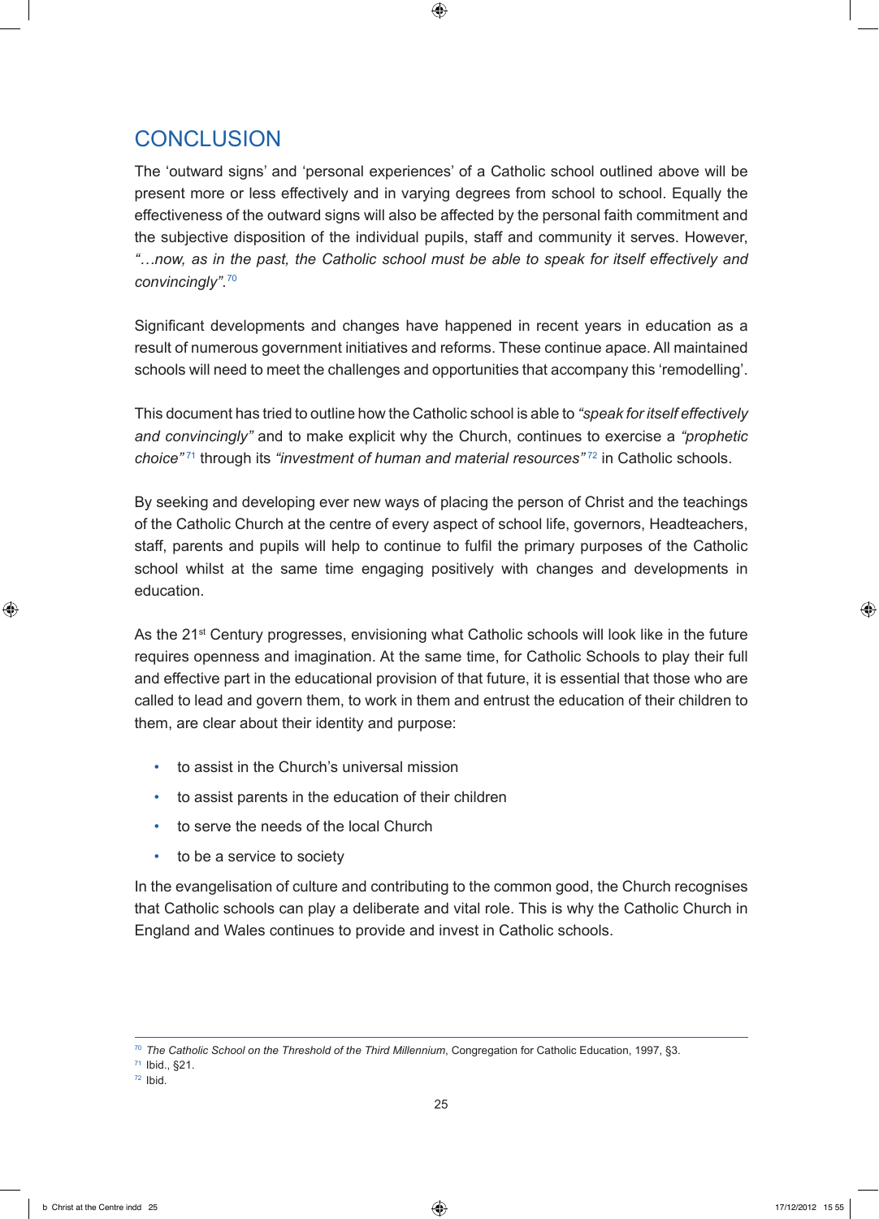## CONCLUSION

The 'outward signs' and 'personal experiences' of a Catholic school outlined above will be present more or less effectively and in varying degrees from school to school. Equally the effectiveness of the outward signs will also be affected by the personal faith commitment and the subjective disposition of the individual pupils, staff and community it serves. However, *"…now, as in the past, the Catholic school must be able to speak for itself effectively and convincingly"*.[70]

Significant developments and changes have happened in recent years in education as a result of numerous government initiatives and reforms. These continue apace. All maintained schools will need to meet the challenges and opportunities that accompany this 'remodelling'.

This document has tried to outline how the Catholic school is able to *"speak for itself effectively and convincingly"* and to make explicit why the Church, continues to exercise a *"prophetic choice"*[71] through its *"investment of human and material resources"*[72] in Catholic schools.

By seeking and developing ever new ways of placing the person of Christ and the teachings of the Catholic Church at the centre of every aspect of school life, governors, Headteachers, staff, parents and pupils will help to continue to fulfil the primary purposes of the Catholic school whilst at the same time engaging positively with changes and developments in education.

As the 21st Century progresses, envisioning what Catholic schools will look like in the future requires openness and imagination. At the same time, for Catholic Schools to play their full and effective part in the educational provision of that future, it is essential that those who are called to lead and govern them, to work in them and entrust the education of their children to them, are clear about their identity and purpose:

- to assist in the Church's universal mission
- to assist parents in the education of their children
- to serve the needs of the local Church
- to be a service to society

In the evangelisation of culture and contributing to the common good, the Church recognises that Catholic schools can play a deliberate and vital role. This is why the Catholic Church in England and Wales continues to provide and invest in Catholic schools.

---

[70] *The Catholic School on the Threshold of the Third Millennium*, Congregation for Catholic Education, 1997, §3.

[71] Ibid., §21.

[72] Ibid.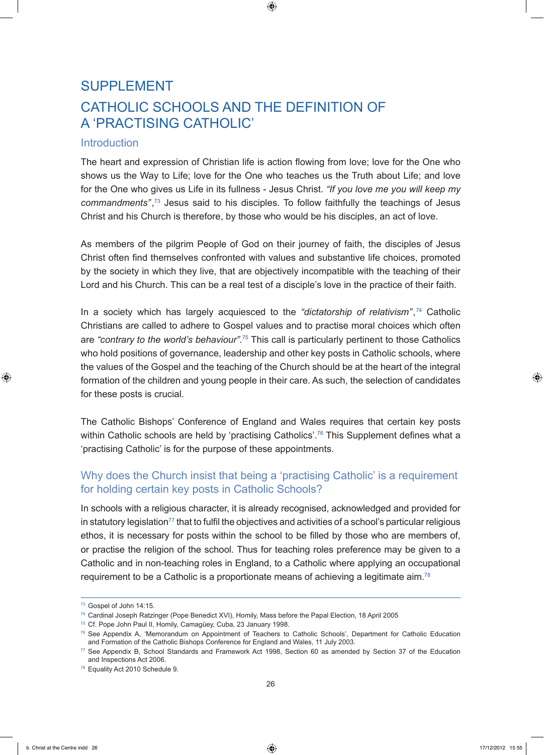# SUPPLEMENT

# CATHOLIC SCHOOLS AND THE DEFINITION OF A 'PRACTISING CATHOLIC'

## Introduction

The heart and expression of Christian life is action flowing from love; love for the One who shows us the Way to Life; love for the One who teaches us the Truth about Life; and love for the One who gives us Life in its fullness - Jesus Christ. *"If you love me you will keep my commandments"*,[73] Jesus said to his disciples. To follow faithfully the teachings of Jesus Christ and his Church is therefore, by those who would be his disciples, an act of love.

As members of the pilgrim People of God on their journey of faith, the disciples of Jesus Christ often find themselves confronted with values and substantive life choices, promoted by the society in which they live, that are objectively incompatible with the teaching of their Lord and his Church. This can be a real test of a disciple's love in the practice of their faith.

In a society which has largely acquiesced to the *"dictatorship of relativism"*,[74] Catholic Christians are called to adhere to Gospel values and to practise moral choices which often are *"contrary to the world's behaviour"*.[75] This call is particularly pertinent to those Catholics who hold positions of governance, leadership and other key posts in Catholic schools, where the values of the Gospel and the teaching of the Church should be at the heart of the integral formation of the children and young people in their care. As such, the selection of candidates for these posts is crucial.

The Catholic Bishops' Conference of England and Wales requires that certain key posts within Catholic schools are held by 'practising Catholics'.[76] This Supplement defines what a 'practising Catholic' is for the purpose of these appointments.

## Why does the Church insist that being a 'practising Catholic' is a requirement for holding certain key posts in Catholic Schools?

In schools with a religious character, it is already recognised, acknowledged and provided for in statutory legislation[77] that to fulfil the objectives and activities of a school's particular religious ethos, it is necessary for posts within the school to be filled by those who are members of, or practise the religion of the school. Thus for teaching roles preference may be given to a Catholic and in non-teaching roles in England, to a Catholic where applying an occupational requirement to be a Catholic is a proportionate means of achieving a legitimate aim.[78]

---

[73] Gospel of John 14:15.

[74] Cardinal Joseph Ratzinger (Pope Benedict XVI), Homily, Mass before the Papal Election, 18 April 2005

[75] Cf. Pope John Paul II, Homily, Camagüey, Cuba, 23 January 1998.

[76] See Appendix A, 'Memorandum on Appointment of Teachers to Catholic Schools', Department for Catholic Education and Formation of the Catholic Bishops Conference for England and Wales, 11 July 2003.

[77] See Appendix B, School Standards and Framework Act 1998, Section 60 as amended by Section 37 of the Education and Inspections Act 2006.

[78] Equality Act 2010 Schedule 9.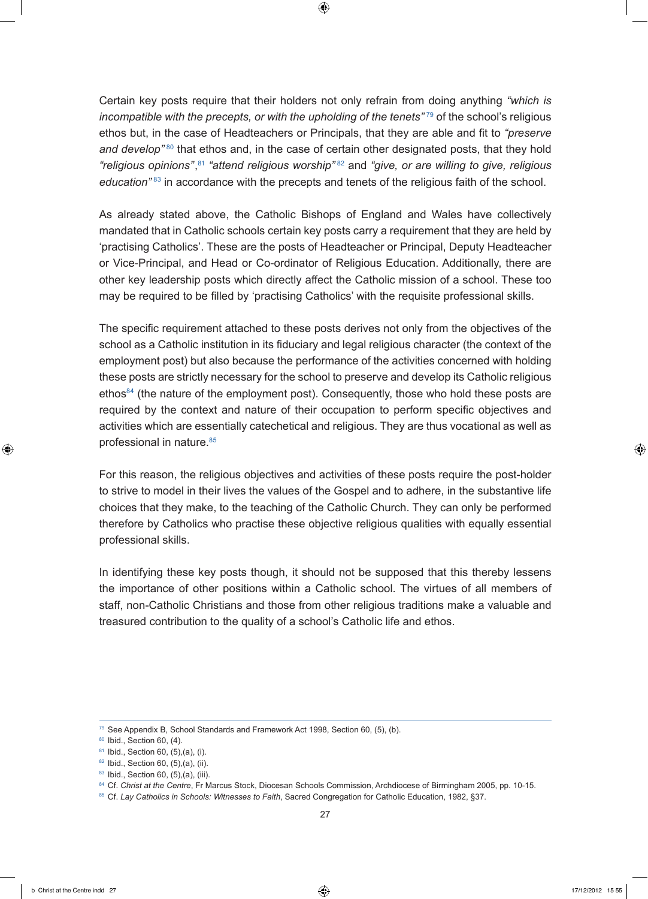Certain key posts require that their holders not only refrain from doing anything *"which is incompatible with the precepts, or with the upholding of the tenets"*[79] of the school's religious ethos but, in the case of Headteachers or Principals, that they are able and fit to *"preserve and develop"*[80] that ethos and, in the case of certain other designated posts, that they hold *"religious opinions"*,[81] *"attend religious worship"*[82] and *"give, or are willing to give, religious education"*[83] in accordance with the precepts and tenets of the religious faith of the school.

As already stated above, the Catholic Bishops of England and Wales have collectively mandated that in Catholic schools certain key posts carry a requirement that they are held by 'practising Catholics'. These are the posts of Headteacher or Principal, Deputy Headteacher or Vice-Principal, and Head or Co-ordinator of Religious Education. Additionally, there are other key leadership posts which directly affect the Catholic mission of a school. These too may be required to be filled by 'practising Catholics' with the requisite professional skills.

The specific requirement attached to these posts derives not only from the objectives of the school as a Catholic institution in its fiduciary and legal religious character (the context of the employment post) but also because the performance of the activities concerned with holding these posts are strictly necessary for the school to preserve and develop its Catholic religious ethos[84] (the nature of the employment post). Consequently, those who hold these posts are required by the context and nature of their occupation to perform specific objectives and activities which are essentially catechetical and religious. They are thus vocational as well as professional in nature.[85]

For this reason, the religious objectives and activities of these posts require the post-holder to strive to model in their lives the values of the Gospel and to adhere, in the substantive life choices that they make, to the teaching of the Catholic Church. They can only be performed therefore by Catholics who practise these objective religious qualities with equally essential professional skills.

In identifying these key posts though, it should not be supposed that this thereby lessens the importance of other positions within a Catholic school. The virtues of all members of staff, non-Catholic Christians and those from other religious traditions make a valuable and treasured contribution to the quality of a school's Catholic life and ethos.

---

[79] See Appendix B, School Standards and Framework Act 1998, Section 60, (5), (b).
[80] Ibid., Section 60, (4).
[81] Ibid., Section 60, (5),(a), (i).
[82] Ibid., Section 60, (5),(a), (ii).
[83] Ibid., Section 60, (5),(a), (iii).
[84] Cf. *Christ at the Centre*, Fr Marcus Stock, Diocesan Schools Commission, Archdiocese of Birmingham 2005, pp. 10-15.
[85] Cf. *Lay Catholics in Schools: Witnesses to Faith*, Sacred Congregation for Catholic Education, 1982, §37.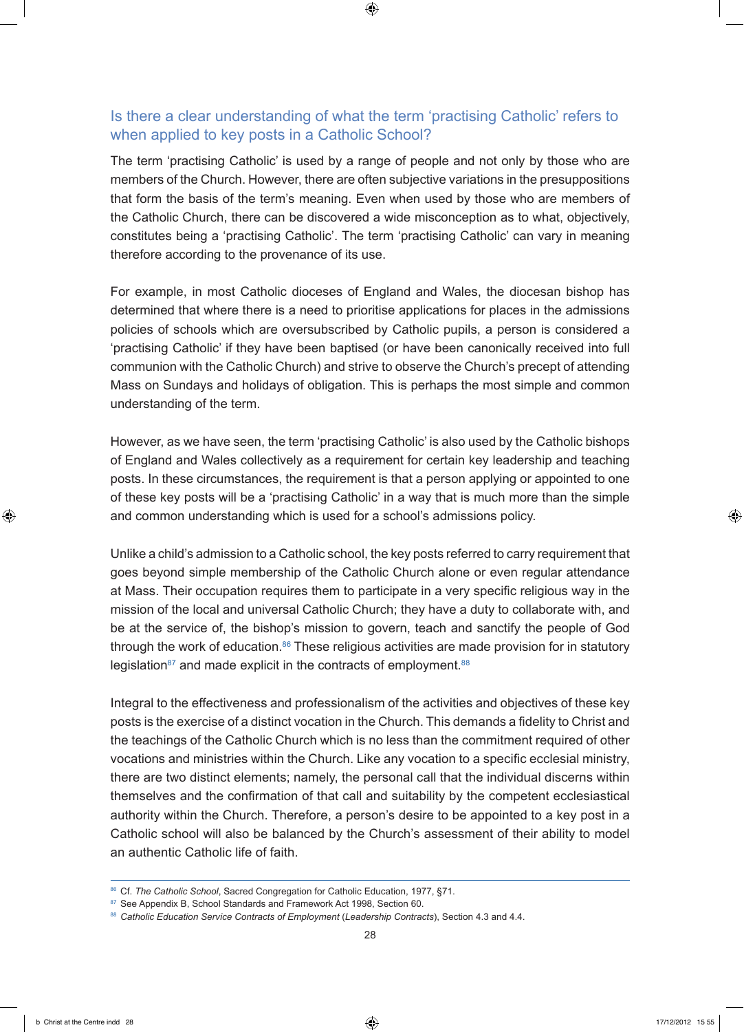## Is there a clear understanding of what the term 'practising Catholic' refers to when applied to key posts in a Catholic School?

The term 'practising Catholic' is used by a range of people and not only by those who are members of the Church. However, there are often subjective variations in the presuppositions that form the basis of the term's meaning. Even when used by those who are members of the Catholic Church, there can be discovered a wide misconception as to what, objectively, constitutes being a 'practising Catholic'. The term 'practising Catholic' can vary in meaning therefore according to the provenance of its use.

For example, in most Catholic dioceses of England and Wales, the diocesan bishop has determined that where there is a need to prioritise applications for places in the admissions policies of schools which are oversubscribed by Catholic pupils, a person is considered a 'practising Catholic' if they have been baptised (or have been canonically received into full communion with the Catholic Church) and strive to observe the Church's precept of attending Mass on Sundays and holidays of obligation. This is perhaps the most simple and common understanding of the term.

However, as we have seen, the term 'practising Catholic' is also used by the Catholic bishops of England and Wales collectively as a requirement for certain key leadership and teaching posts. In these circumstances, the requirement is that a person applying or appointed to one of these key posts will be a 'practising Catholic' in a way that is much more than the simple and common understanding which is used for a school's admissions policy.

Unlike a child's admission to a Catholic school, the key posts referred to carry requirement that goes beyond simple membership of the Catholic Church alone or even regular attendance at Mass. Their occupation requires them to participate in a very specific religious way in the mission of the local and universal Catholic Church; they have a duty to collaborate with, and be at the service of, the bishop's mission to govern, teach and sanctify the people of God through the work of education.[86] These religious activities are made provision for in statutory legislation[87] and made explicit in the contracts of employment.[88]

Integral to the effectiveness and professionalism of the activities and objectives of these key posts is the exercise of a distinct vocation in the Church. This demands a fidelity to Christ and the teachings of the Catholic Church which is no less than the commitment required of other vocations and ministries within the Church. Like any vocation to a specific ecclesial ministry, there are two distinct elements; namely, the personal call that the individual discerns within themselves and the confirmation of that call and suitability by the competent ecclesiastical authority within the Church. Therefore, a person's desire to be appointed to a key post in a Catholic school will also be balanced by the Church's assessment of their ability to model an authentic Catholic life of faith.

---

[86] Cf. *The Catholic School*, Sacred Congregation for Catholic Education, 1977, §71.

[87] See Appendix B, School Standards and Framework Act 1998, Section 60.

[88] *Catholic Education Service Contracts of Employment* (*Leadership Contracts*), Section 4.3 and 4.4.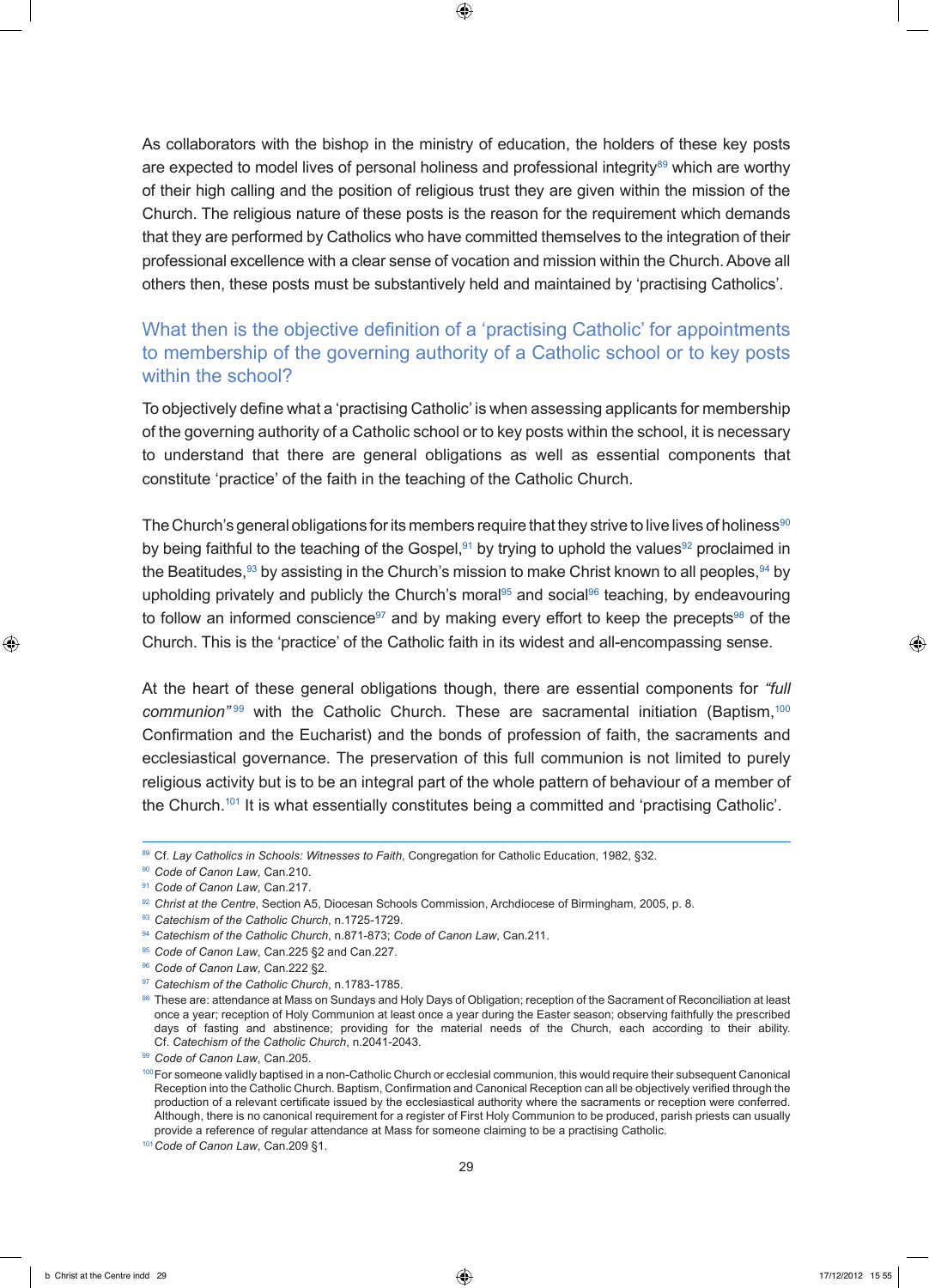As collaborators with the bishop in the ministry of education, the holders of these key posts are expected to model lives of personal holiness and professional integrity[89] which are worthy of their high calling and the position of religious trust they are given within the mission of the Church. The religious nature of these posts is the reason for the requirement which demands that they are performed by Catholics who have committed themselves to the integration of their professional excellence with a clear sense of vocation and mission within the Church. Above all others then, these posts must be substantively held and maintained by 'practising Catholics'.

## What then is the objective definition of a 'practising Catholic' for appointments to membership of the governing authority of a Catholic school or to key posts within the school?

To objectively define what a 'practising Catholic' is when assessing applicants for membership of the governing authority of a Catholic school or to key posts within the school, it is necessary to understand that there are general obligations as well as essential components that constitute 'practice' of the faith in the teaching of the Catholic Church.

The Church's general obligations for its members require that they strive to live lives of holiness[90] by being faithful to the teaching of the Gospel,[91] by trying to uphold the values[92] proclaimed in the Beatitudes,[93] by assisting in the Church's mission to make Christ known to all peoples,[94] by upholding privately and publicly the Church's moral[95] and social[96] teaching, by endeavouring to follow an informed conscience[97] and by making every effort to keep the precepts[98] of the Church. This is the 'practice' of the Catholic faith in its widest and all-encompassing sense.

At the heart of these general obligations though, there are essential components for *"full communion"*[99] with the Catholic Church. These are sacramental initiation (Baptism,[100] Confirmation and the Eucharist) and the bonds of profession of faith, the sacraments and ecclesiastical governance. The preservation of this full communion is not limited to purely religious activity but is to be an integral part of the whole pattern of behaviour of a member of the Church.[101] It is what essentially constitutes being a committed and 'practising Catholic'.

---

[89] Cf. *Lay Catholics in Schools: Witnesses to Faith*, Congregation for Catholic Education, 1982, §32.

[90] *Code of Canon Law*, Can.210.

[91] *Code of Canon Law*, Can.217.

[92] *Christ at the Centre*, Section A5, Diocesan Schools Commission, Archdiocese of Birmingham, 2005, p. 8.

[93] *Catechism of the Catholic Church*, n.1725-1729.

[94] *Catechism of the Catholic Church*, n.871-873; *Code of Canon Law*, Can.211.

[95] *Code of Canon Law*, Can.225 §2 and Can.227.

[96] *Code of Canon Law*, Can.222 §2.

[97] *Catechism of the Catholic Church*, n.1783-1785.

[98] These are: attendance at Mass on Sundays and Holy Days of Obligation; reception of the Sacrament of Reconciliation at least once a year; reception of Holy Communion at least once a year during the Easter season; observing faithfully the prescribed days of fasting and abstinence; providing for the material needs of the Church, each according to their ability. Cf. *Catechism of the Catholic Church*, n.2041-2043.

[99] *Code of Canon Law*, Can.205.

[100] For someone validly baptised in a non-Catholic Church or ecclesial communion, this would require their subsequent Canonical Reception into the Catholic Church. Baptism, Confirmation and Canonical Reception can all be objectively verified through the production of a relevant certificate issued by the ecclesiastical authority where the sacraments or reception were conferred. Although, there is no canonical requirement for a register of First Holy Communion to be produced, parish priests can usually provide a reference of regular attendance at Mass for someone claiming to be a practising Catholic.

[101] *Code of Canon Law*, Can.209 §1.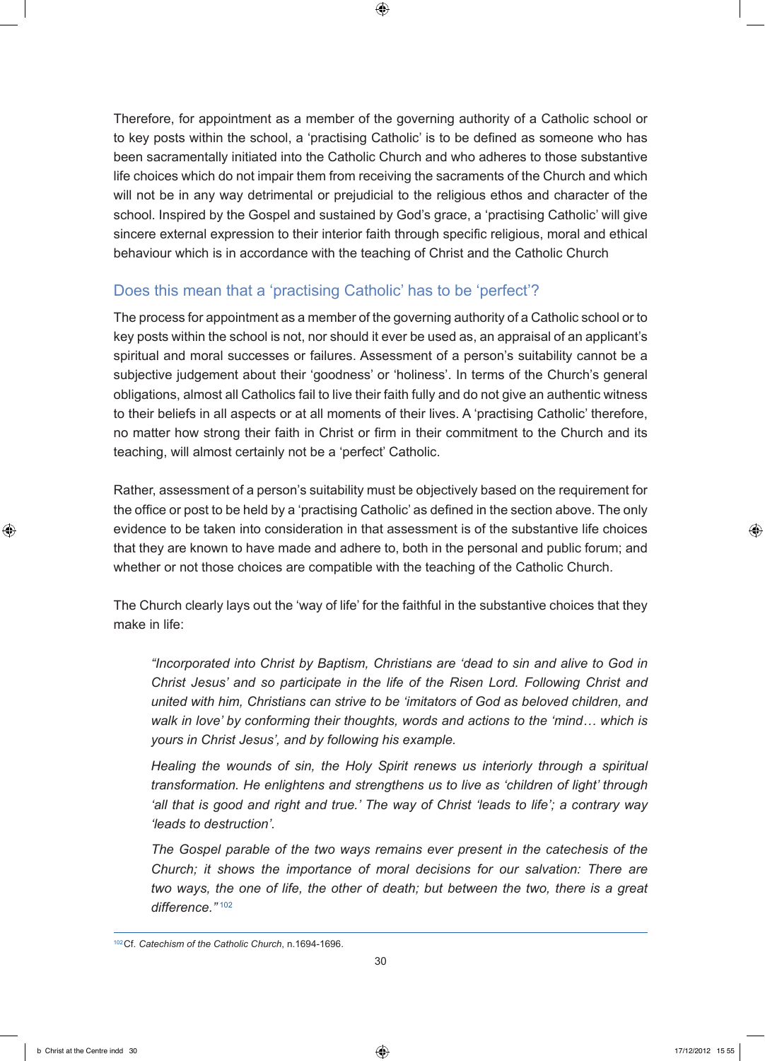Therefore, for appointment as a member of the governing authority of a Catholic school or to key posts within the school, a 'practising Catholic' is to be defined as someone who has been sacramentally initiated into the Catholic Church and who adheres to those substantive life choices which do not impair them from receiving the sacraments of the Church and which will not be in any way detrimental or prejudicial to the religious ethos and character of the school. Inspired by the Gospel and sustained by God's grace, a 'practising Catholic' will give sincere external expression to their interior faith through specific religious, moral and ethical behaviour which is in accordance with the teaching of Christ and the Catholic Church

## Does this mean that a 'practising Catholic' has to be 'perfect'?

The process for appointment as a member of the governing authority of a Catholic school or to key posts within the school is not, nor should it ever be used as, an appraisal of an applicant's spiritual and moral successes or failures. Assessment of a person's suitability cannot be a subjective judgement about their 'goodness' or 'holiness'. In terms of the Church's general obligations, almost all Catholics fail to live their faith fully and do not give an authentic witness to their beliefs in all aspects or at all moments of their lives. A 'practising Catholic' therefore, no matter how strong their faith in Christ or firm in their commitment to the Church and its teaching, will almost certainly not be a 'perfect' Catholic.

Rather, assessment of a person's suitability must be objectively based on the requirement for the office or post to be held by a 'practising Catholic' as defined in the section above. The only evidence to be taken into consideration in that assessment is of the substantive life choices that they are known to have made and adhere to, both in the personal and public forum; and whether or not those choices are compatible with the teaching of the Catholic Church.

The Church clearly lays out the 'way of life' for the faithful in the substantive choices that they make in life:

> *"Incorporated into Christ by Baptism, Christians are 'dead to sin and alive to God in Christ Jesus' and so participate in the life of the Risen Lord. Following Christ and united with him, Christians can strive to be 'imitators of God as beloved children, and walk in love' by conforming their thoughts, words and actions to the 'mind… which is yours in Christ Jesus', and by following his example.*
>
> *Healing the wounds of sin, the Holy Spirit renews us interiorly through a spiritual transformation. He enlightens and strengthens us to live as 'children of light' through 'all that is good and right and true.' The way of Christ 'leads to life'; a contrary way 'leads to destruction'.*
>
> *The Gospel parable of the two ways remains ever present in the catechesis of the Church; it shows the importance of moral decisions for our salvation: There are two ways, the one of life, the other of death; but between the two, there is a great difference."*[102]

[102] Cf. *Catechism of the Catholic Church*, n.1694-1696.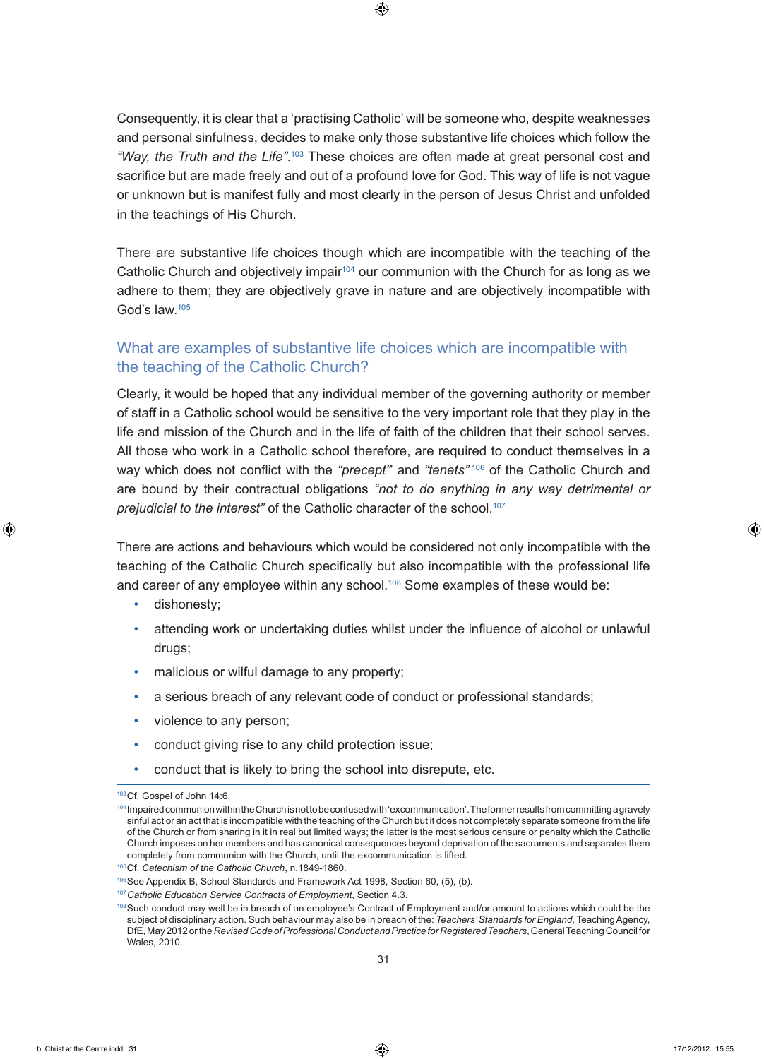Consequently, it is clear that a 'practising Catholic' will be someone who, despite weaknesses and personal sinfulness, decides to make only those substantive life choices which follow the *"Way, the Truth and the Life"*.[103] These choices are often made at great personal cost and sacrifice but are made freely and out of a profound love for God. This way of life is not vague or unknown but is manifest fully and most clearly in the person of Jesus Christ and unfolded in the teachings of His Church.

There are substantive life choices though which are incompatible with the teaching of the Catholic Church and objectively impair[104] our communion with the Church for as long as we adhere to them; they are objectively grave in nature and are objectively incompatible with God's law.[105]

## What are examples of substantive life choices which are incompatible with the teaching of the Catholic Church?

Clearly, it would be hoped that any individual member of the governing authority or member of staff in a Catholic school would be sensitive to the very important role that they play in the life and mission of the Church and in the life of faith of the children that their school serves. All those who work in a Catholic school therefore, are required to conduct themselves in a way which does not conflict with the *"precept"* and *"tenets"*[106] of the Catholic Church and are bound by their contractual obligations *"not to do anything in any way detrimental or prejudicial to the interest"* of the Catholic character of the school.[107]

There are actions and behaviours which would be considered not only incompatible with the teaching of the Catholic Church specifically but also incompatible with the professional life and career of any employee within any school.[108] Some examples of these would be:

- dishonesty;
- attending work or undertaking duties whilst under the influence of alcohol or unlawful drugs;
- malicious or wilful damage to any property;
- a serious breach of any relevant code of conduct or professional standards;
- violence to any person;
- conduct giving rise to any child protection issue;
- conduct that is likely to bring the school into disrepute, etc.

---

[103] Cf. Gospel of John 14:6.

[104] Impaired communion within the Church is not to be confused with 'excommunication'. The former results from committing a gravely sinful act or an act that is incompatible with the teaching of the Church but it does not completely separate someone from the life of the Church or from sharing in it in real but limited ways; the latter is the most serious censure or penalty which the Catholic Church imposes on her members and has canonical consequences beyond deprivation of the sacraments and separates them completely from communion with the Church, until the excommunication is lifted.

[105] Cf. *Catechism of the Catholic Church*, n.1849-1860.

[106] See Appendix B, School Standards and Framework Act 1998, Section 60, (5), (b).

[107] *Catholic Education Service Contracts of Employment*, Section 4.3.

[108] Such conduct may well be in breach of an employee's Contract of Employment and/or amount to actions which could be the subject of disciplinary action. Such behaviour may also be in breach of the: *Teachers' Standards for England*, Teaching Agency, DfE, May 2012 or the *Revised Code of Professional Conduct and Practice for Registered Teachers*, General Teaching Council for Wales, 2010.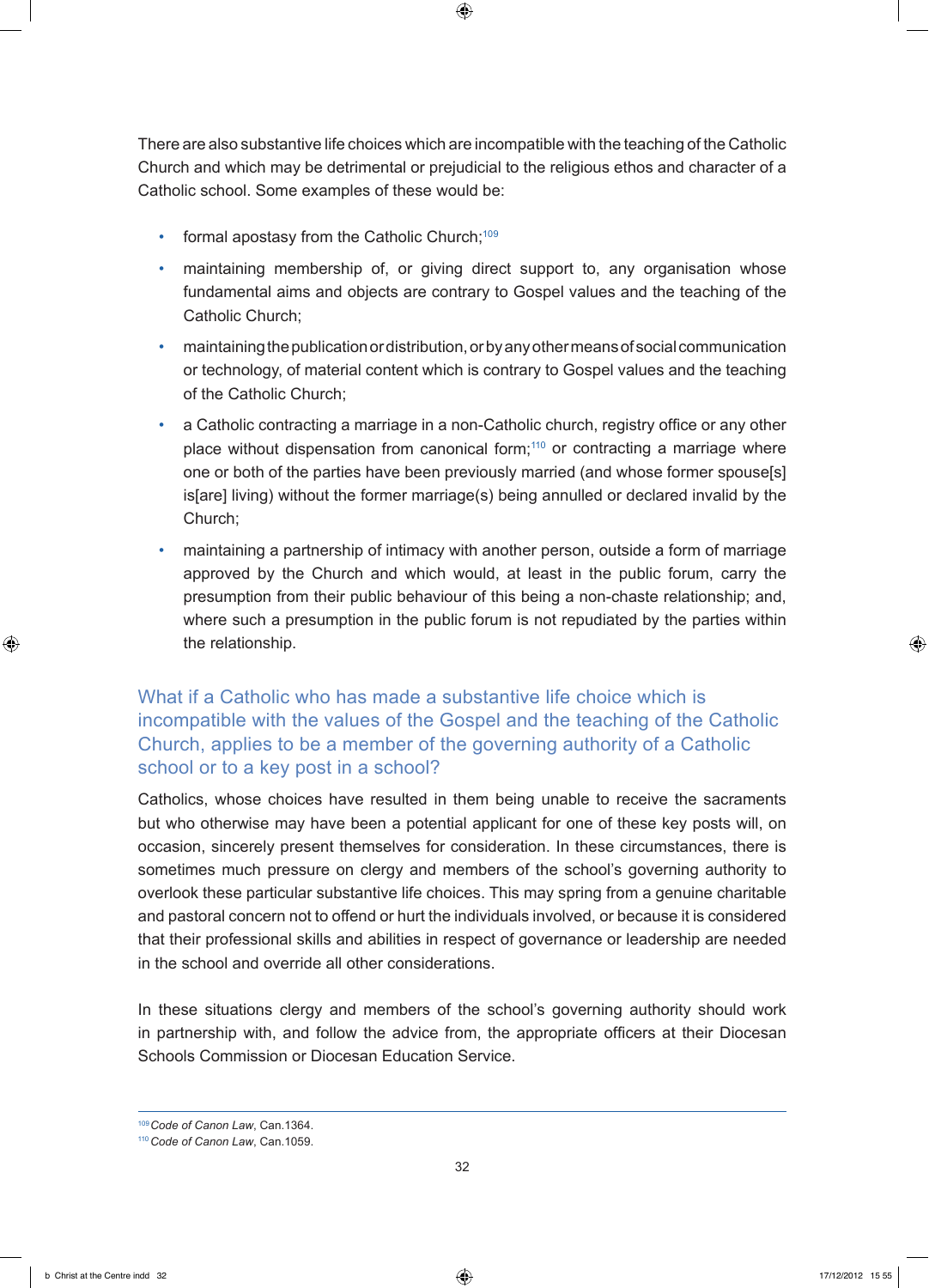There are also substantive life choices which are incompatible with the teaching of the Catholic Church and which may be detrimental or prejudicial to the religious ethos and character of a Catholic school. Some examples of these would be:

- formal apostasy from the Catholic Church;[109]
- maintaining membership of, or giving direct support to, any organisation whose fundamental aims and objects are contrary to Gospel values and the teaching of the Catholic Church;
- maintaining the publication or distribution, or by any other means of social communication or technology, of material content which is contrary to Gospel values and the teaching of the Catholic Church;
- a Catholic contracting a marriage in a non-Catholic church, registry office or any other place without dispensation from canonical form;[110] or contracting a marriage where one or both of the parties have been previously married (and whose former spouse[s] is[are] living) without the former marriage(s) being annulled or declared invalid by the Church;
- maintaining a partnership of intimacy with another person, outside a form of marriage approved by the Church and which would, at least in the public forum, carry the presumption from their public behaviour of this being a non-chaste relationship; and, where such a presumption in the public forum is not repudiated by the parties within the relationship.

## What if a Catholic who has made a substantive life choice which is incompatible with the values of the Gospel and the teaching of the Catholic Church, applies to be a member of the governing authority of a Catholic school or to a key post in a school?

Catholics, whose choices have resulted in them being unable to receive the sacraments but who otherwise may have been a potential applicant for one of these key posts will, on occasion, sincerely present themselves for consideration. In these circumstances, there is sometimes much pressure on clergy and members of the school's governing authority to overlook these particular substantive life choices. This may spring from a genuine charitable and pastoral concern not to offend or hurt the individuals involved, or because it is considered that their professional skills and abilities in respect of governance or leadership are needed in the school and override all other considerations.

In these situations clergy and members of the school's governing authority should work in partnership with, and follow the advice from, the appropriate officers at their Diocesan Schools Commission or Diocesan Education Service.

---

[109] *Code of Canon Law*, Can.1364.

[110] *Code of Canon Law*, Can.1059.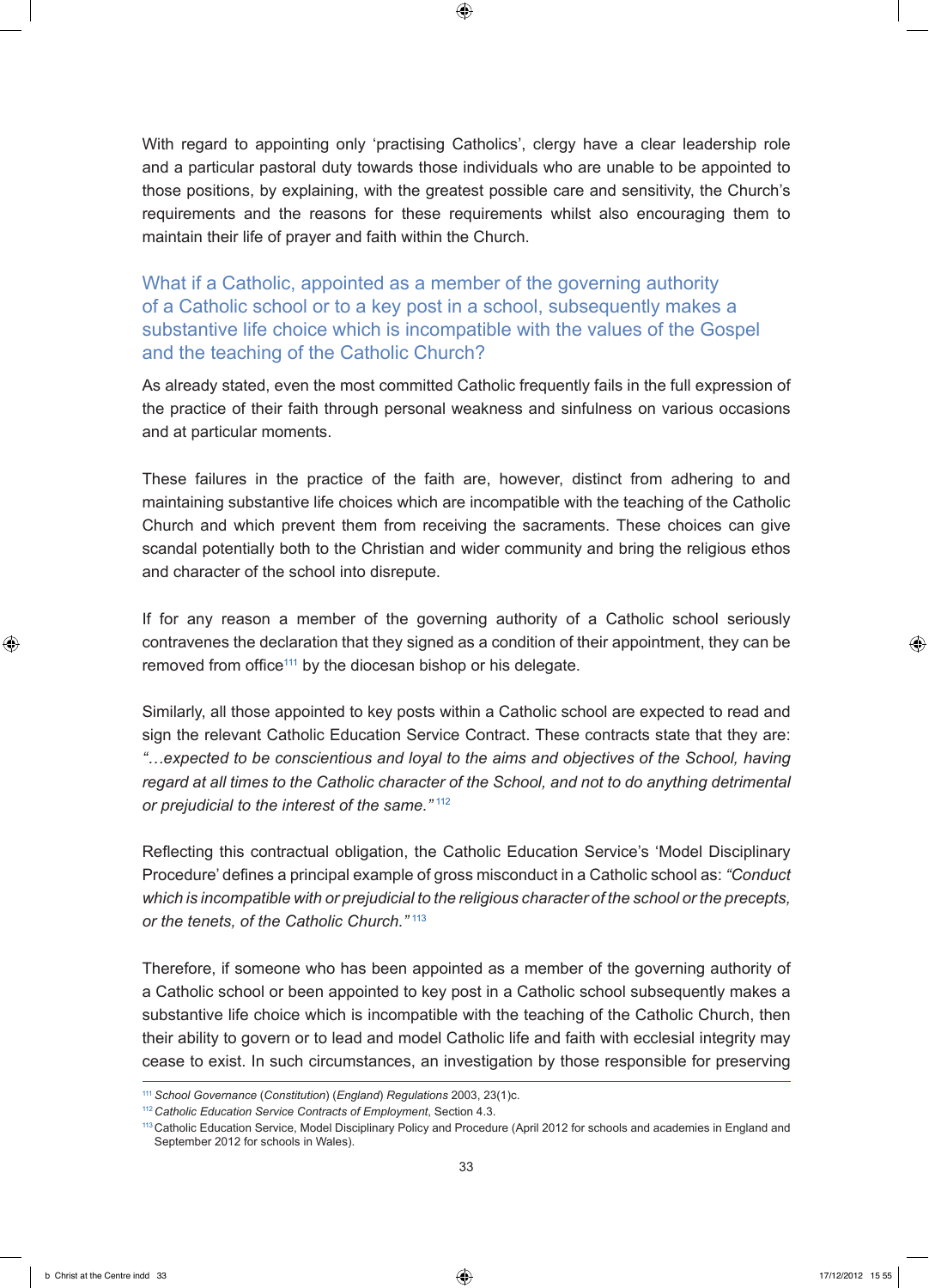With regard to appointing only 'practising Catholics', clergy have a clear leadership role and a particular pastoral duty towards those individuals who are unable to be appointed to those positions, by explaining, with the greatest possible care and sensitivity, the Church's requirements and the reasons for these requirements whilst also encouraging them to maintain their life of prayer and faith within the Church.

### What if a Catholic, appointed as a member of the governing authority of a Catholic school or to a key post in a school, subsequently makes a substantive life choice which is incompatible with the values of the Gospel and the teaching of the Catholic Church?

As already stated, even the most committed Catholic frequently fails in the full expression of the practice of their faith through personal weakness and sinfulness on various occasions and at particular moments.

These failures in the practice of the faith are, however, distinct from adhering to and maintaining substantive life choices which are incompatible with the teaching of the Catholic Church and which prevent them from receiving the sacraments. These choices can give scandal potentially both to the Christian and wider community and bring the religious ethos and character of the school into disrepute.

If for any reason a member of the governing authority of a Catholic school seriously contravenes the declaration that they signed as a condition of their appointment, they can be removed from office[111] by the diocesan bishop or his delegate.

Similarly, all those appointed to key posts within a Catholic school are expected to read and sign the relevant Catholic Education Service Contract. These contracts state that they are: *"…expected to be conscientious and loyal to the aims and objectives of the School, having regard at all times to the Catholic character of the School, and not to do anything detrimental or prejudicial to the interest of the same."* [112]

Reflecting this contractual obligation, the Catholic Education Service's 'Model Disciplinary Procedure' defines a principal example of gross misconduct in a Catholic school as: *"Conduct which is incompatible with or prejudicial to the religious character of the school or the precepts, or the tenets, of the Catholic Church."* [113]

Therefore, if someone who has been appointed as a member of the governing authority of a Catholic school or been appointed to key post in a Catholic school subsequently makes a substantive life choice which is incompatible with the teaching of the Catholic Church, then their ability to govern or to lead and model Catholic life and faith with ecclesial integrity may cease to exist. In such circumstances, an investigation by those responsible for preserving

---

[111] *School Governance* (*Constitution*) (*England*) *Regulations* 2003, 23(1)c.

[112] *Catholic Education Service Contracts of Employment*, Section 4.3.

[113] Catholic Education Service, Model Disciplinary Policy and Procedure (April 2012 for schools and academies in England and September 2012 for schools in Wales).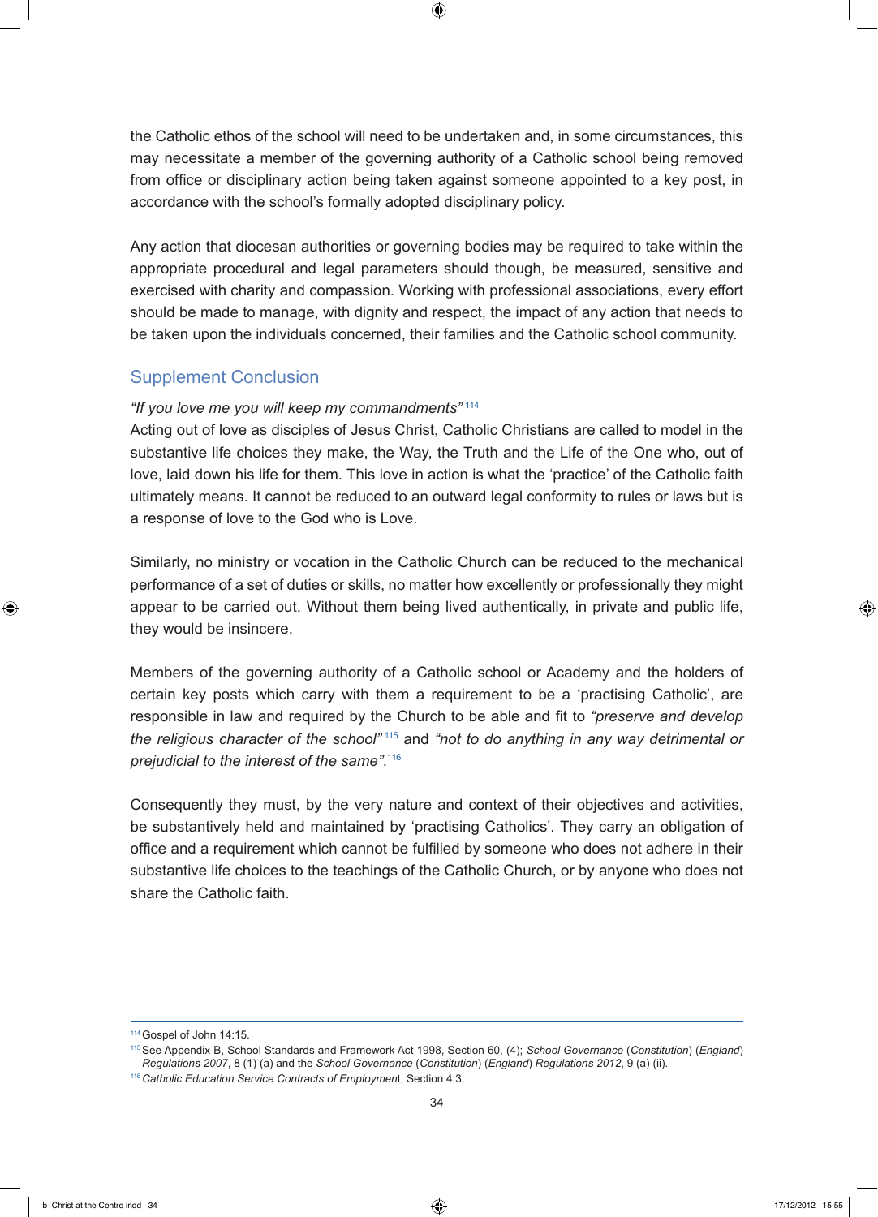the Catholic ethos of the school will need to be undertaken and, in some circumstances, this may necessitate a member of the governing authority of a Catholic school being removed from office or disciplinary action being taken against someone appointed to a key post, in accordance with the school's formally adopted disciplinary policy.

Any action that diocesan authorities or governing bodies may be required to take within the appropriate procedural and legal parameters should though, be measured, sensitive and exercised with charity and compassion. Working with professional associations, every effort should be made to manage, with dignity and respect, the impact of any action that needs to be taken upon the individuals concerned, their families and the Catholic school community.

## Supplement Conclusion

*"If you love me you will keep my commandments"* [114]
Acting out of love as disciples of Jesus Christ, Catholic Christians are called to model in the substantive life choices they make, the Way, the Truth and the Life of the One who, out of love, laid down his life for them. This love in action is what the 'practice' of the Catholic faith ultimately means. It cannot be reduced to an outward legal conformity to rules or laws but is a response of love to the God who is Love.

Similarly, no ministry or vocation in the Catholic Church can be reduced to the mechanical performance of a set of duties or skills, no matter how excellently or professionally they might appear to be carried out. Without them being lived authentically, in private and public life, they would be insincere.

Members of the governing authority of a Catholic school or Academy and the holders of certain key posts which carry with them a requirement to be a 'practising Catholic', are responsible in law and required by the Church to be able and fit to *"preserve and develop the religious character of the school"* [115] and *"not to do anything in any way detrimental or prejudicial to the interest of the same"*.[116]

Consequently they must, by the very nature and context of their objectives and activities, be substantively held and maintained by 'practising Catholics'. They carry an obligation of office and a requirement which cannot be fulfilled by someone who does not adhere in their substantive life choices to the teachings of the Catholic Church, or by anyone who does not share the Catholic faith.

---

[114] Gospel of John 14:15.

[115] See Appendix B, School Standards and Framework Act 1998, Section 60, (4); *School Governance* (*Constitution*) (*England*) *Regulations 2007*, 8 (1) (a) and the *School Governance* (*Constitution*) (*England*) *Regulations 2012*, 9 (a) (ii).

[116] *Catholic Education Service Contracts of Employment*, Section 4.3.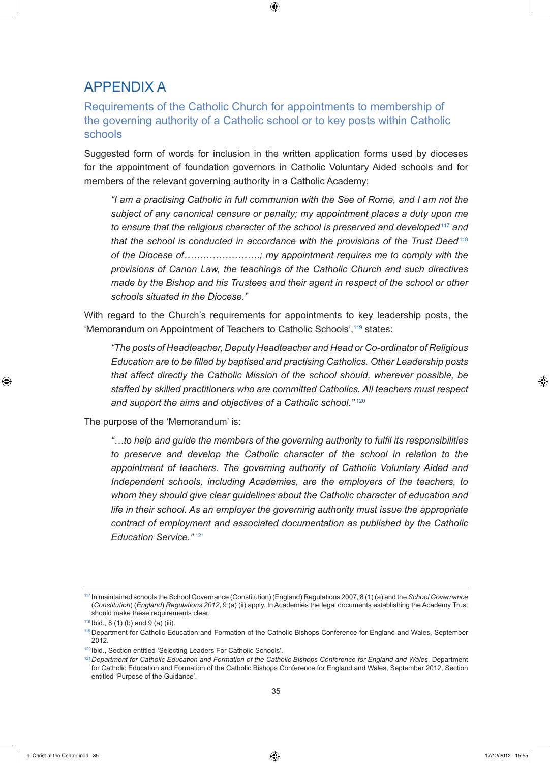# APPENDIX A

## Requirements of the Catholic Church for appointments to membership of the governing authority of a Catholic school or to key posts within Catholic schools

Suggested form of words for inclusion in the written application forms used by dioceses for the appointment of foundation governors in Catholic Voluntary Aided schools and for members of the relevant governing authority in a Catholic Academy:

> *"I am a practising Catholic in full communion with the See of Rome, and I am not the subject of any canonical censure or penalty; my appointment places a duty upon me to ensure that the religious character of the school is preserved and developed*[117] *and that the school is conducted in accordance with the provisions of the Trust Deed*[118] *of the Diocese of……………………; my appointment requires me to comply with the provisions of Canon Law, the teachings of the Catholic Church and such directives made by the Bishop and his Trustees and their agent in respect of the school or other schools situated in the Diocese."*

With regard to the Church's requirements for appointments to key leadership posts, the 'Memorandum on Appointment of Teachers to Catholic Schools',[119] states:

> *"The posts of Headteacher, Deputy Headteacher and Head or Co-ordinator of Religious Education are to be filled by baptised and practising Catholics. Other Leadership posts that affect directly the Catholic Mission of the school should, wherever possible, be staffed by skilled practitioners who are committed Catholics. All teachers must respect and support the aims and objectives of a Catholic school."*[120]

The purpose of the 'Memorandum' is:

> *"…to help and guide the members of the governing authority to fulfil its responsibilities to preserve and develop the Catholic character of the school in relation to the appointment of teachers. The governing authority of Catholic Voluntary Aided and Independent schools, including Academies, are the employers of the teachers, to whom they should give clear guidelines about the Catholic character of education and life in their school. As an employer the governing authority must issue the appropriate contract of employment and associated documentation as published by the Catholic Education Service."*[121]

---

[117] In maintained schools the School Governance (Constitution) (England) Regulations 2007, 8 (1) (a) and the *School Governance* (*Constitution*) (*England*) *Regulations 2012*, 9 (a) (ii) apply. In Academies the legal documents establishing the Academy Trust should make these requirements clear.

[118] Ibid., 8 (1) (b) and 9 (a) (iii).

[119] Department for Catholic Education and Formation of the Catholic Bishops Conference for England and Wales, September 2012.

[120] Ibid., Section entitled 'Selecting Leaders For Catholic Schools'.

[121] *Department for Catholic Education and Formation of the Catholic Bishops Conference for England and Wales*, Department for Catholic Education and Formation of the Catholic Bishops Conference for England and Wales, September 2012, Section entitled 'Purpose of the Guidance'.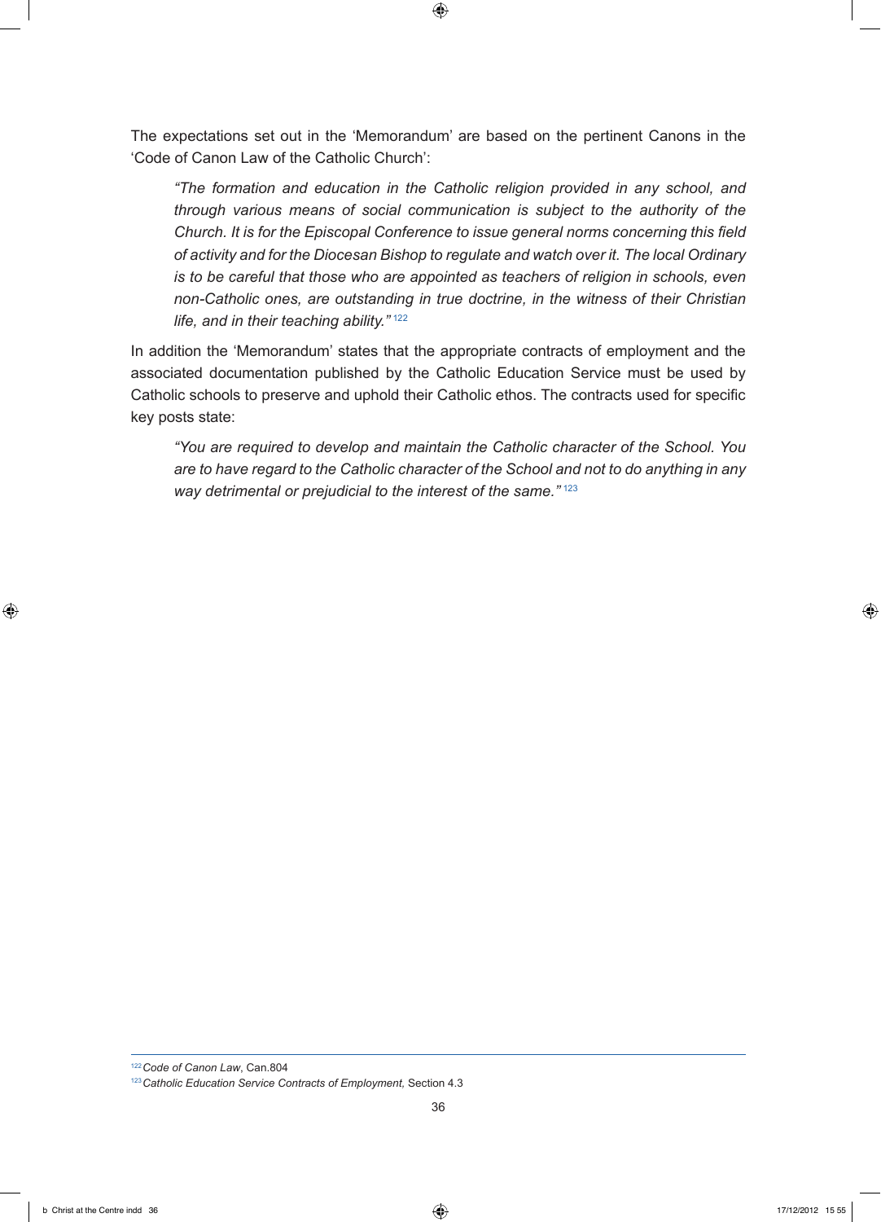The expectations set out in the 'Memorandum' are based on the pertinent Canons in the 'Code of Canon Law of the Catholic Church':

> *"The formation and education in the Catholic religion provided in any school, and through various means of social communication is subject to the authority of the Church. It is for the Episcopal Conference to issue general norms concerning this field of activity and for the Diocesan Bishop to regulate and watch over it. The local Ordinary is to be careful that those who are appointed as teachers of religion in schools, even non-Catholic ones, are outstanding in true doctrine, in the witness of their Christian life, and in their teaching ability."* [122]

In addition the 'Memorandum' states that the appropriate contracts of employment and the associated documentation published by the Catholic Education Service must be used by Catholic schools to preserve and uphold their Catholic ethos. The contracts used for specific key posts state:

> *"You are required to develop and maintain the Catholic character of the School. You are to have regard to the Catholic character of the School and not to do anything in any way detrimental or prejudicial to the interest of the same."* [123]

---

[122] *Code of Canon Law*, Can.804

[123] *Catholic Education Service Contracts of Employment,* Section 4.3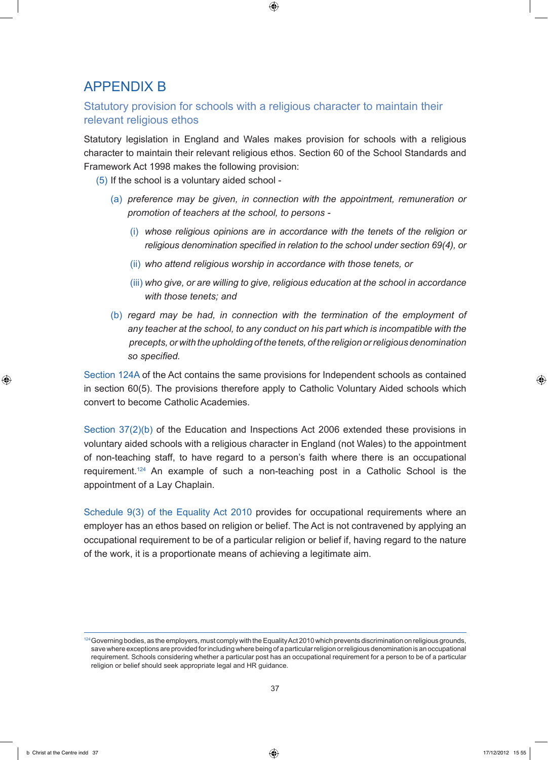# APPENDIX B

## Statutory provision for schools with a religious character to maintain their relevant religious ethos

Statutory legislation in England and Wales makes provision for schools with a religious character to maintain their relevant religious ethos. Section 60 of the School Standards and Framework Act 1998 makes the following provision:

(5) If the school is a voluntary aided school -

> (a) *preference may be given, in connection with the appointment, remuneration or promotion of teachers at the school, to persons -*
>
> > (i) *whose religious opinions are in accordance with the tenets of the religion or religious denomination specified in relation to the school under section 69(4), or*
> >
> > (ii) *who attend religious worship in accordance with those tenets, or*
> >
> > (iii) *who give, or are willing to give, religious education at the school in accordance with those tenets; and*
>
> (b) *regard may be had, in connection with the termination of the employment of any teacher at the school, to any conduct on his part which is incompatible with the precepts, or with the upholding of the tenets, of the religion or religious denomination so specified.*

Section 124A of the Act contains the same provisions for Independent schools as contained in section 60(5). The provisions therefore apply to Catholic Voluntary Aided schools which convert to become Catholic Academies.

Section 37(2)(b) of the Education and Inspections Act 2006 extended these provisions in voluntary aided schools with a religious character in England (not Wales) to the appointment of non-teaching staff, to have regard to a person's faith where there is an occupational requirement.[124] An example of such a non-teaching post in a Catholic School is the appointment of a Lay Chaplain.

Schedule 9(3) of the Equality Act 2010 provides for occupational requirements where an employer has an ethos based on religion or belief. The Act is not contravened by applying an occupational requirement to be of a particular religion or belief if, having regard to the nature of the work, it is a proportionate means of achieving a legitimate aim.

---

[124] Governing bodies, as the employers, must comply with the Equality Act 2010 which prevents discrimination on religious grounds, save where exceptions are provided for including where being of a particular religion or religious denomination is an occupational requirement. Schools considering whether a particular post has an occupational requirement for a person to be of a particular religion or belief should seek appropriate legal and HR guidance.